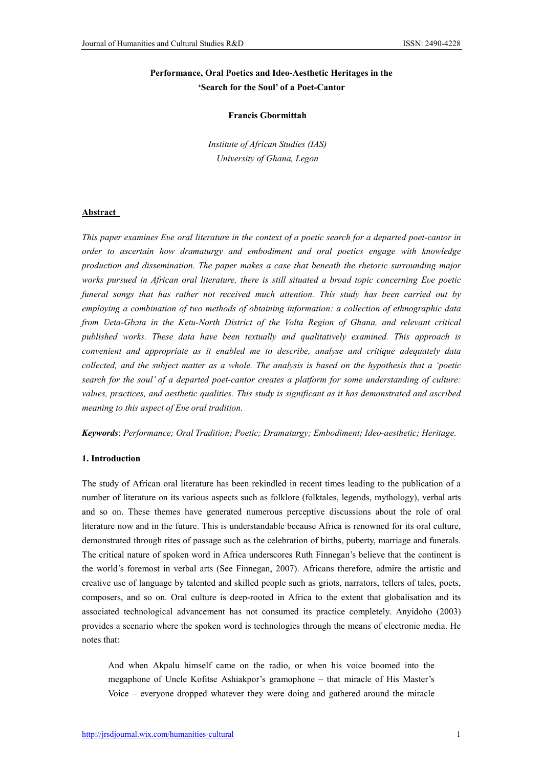# Performance, Oral Poetics and Ideo-Aesthetic Heritages in the 'Search for the Soul' of a Poet-Cantor

**Francis Gbormittah**

*Institute of African Studies (IAS)*
*University of Ghana, Legon*

## Abstract

*This paper examines Eʋe oral literature in the context of a poetic search for a departed poet-cantor in order to ascertain how dramaturgy and embodiment and oral poetics engage with knowledge production and dissemination. The paper makes a case that beneath the rhetoric surrounding major works pursued in African oral literature, there is still situated a broad topic concerning Eʋe poetic funeral songs that has rather not received much attention. This study has been carried out by employing a combination of two methods of obtaining information: a collection of ethnographic data from Ʋeta-Gbɔta in the Ketu-North District of the Volta Region of Ghana, and relevant critical published works. These data have been textually and qualitatively examined. This approach is convenient and appropriate as it enabled me to describe, analyse and critique adequately data collected, and the subject matter as a whole. The analysis is based on the hypothesis that a 'poetic search for the soul' of a departed poet-cantor creates a platform for some understanding of culture: values, practices, and aesthetic qualities. This study is significant as it has demonstrated and ascribed meaning to this aspect of Eʋe oral tradition.*

***Keywords***: *Performance; Oral Tradition; Poetic; Dramaturgy; Embodiment; Ideo-aesthetic; Heritage.*

## 1. Introduction

The study of African oral literature has been rekindled in recent times leading to the publication of a number of literature on its various aspects such as folklore (folktales, legends, mythology), verbal arts and so on. These themes have generated numerous perceptive discussions about the role of oral literature now and in the future. This is understandable because Africa is renowned for its oral culture, demonstrated through rites of passage such as the celebration of births, puberty, marriage and funerals. The critical nature of spoken word in Africa underscores Ruth Finnegan's believe that the continent is the world's foremost in verbal arts (See Finnegan, 2007). Africans therefore, admire the artistic and creative use of language by talented and skilled people such as griots, narrators, tellers of tales, poets, composers, and so on. Oral culture is deep-rooted in Africa to the extent that globalisation and its associated technological advancement has not consumed its practice completely. Anyidoho (2003) provides a scenario where the spoken word is technologies through the means of electronic media. He notes that:

> And when Akpalu himself came on the radio, or when his voice boomed into the megaphone of Uncle Kofitse Ashiakpor's gramophone – that miracle of His Master's Voice – everyone dropped whatever they were doing and gathered around the miracle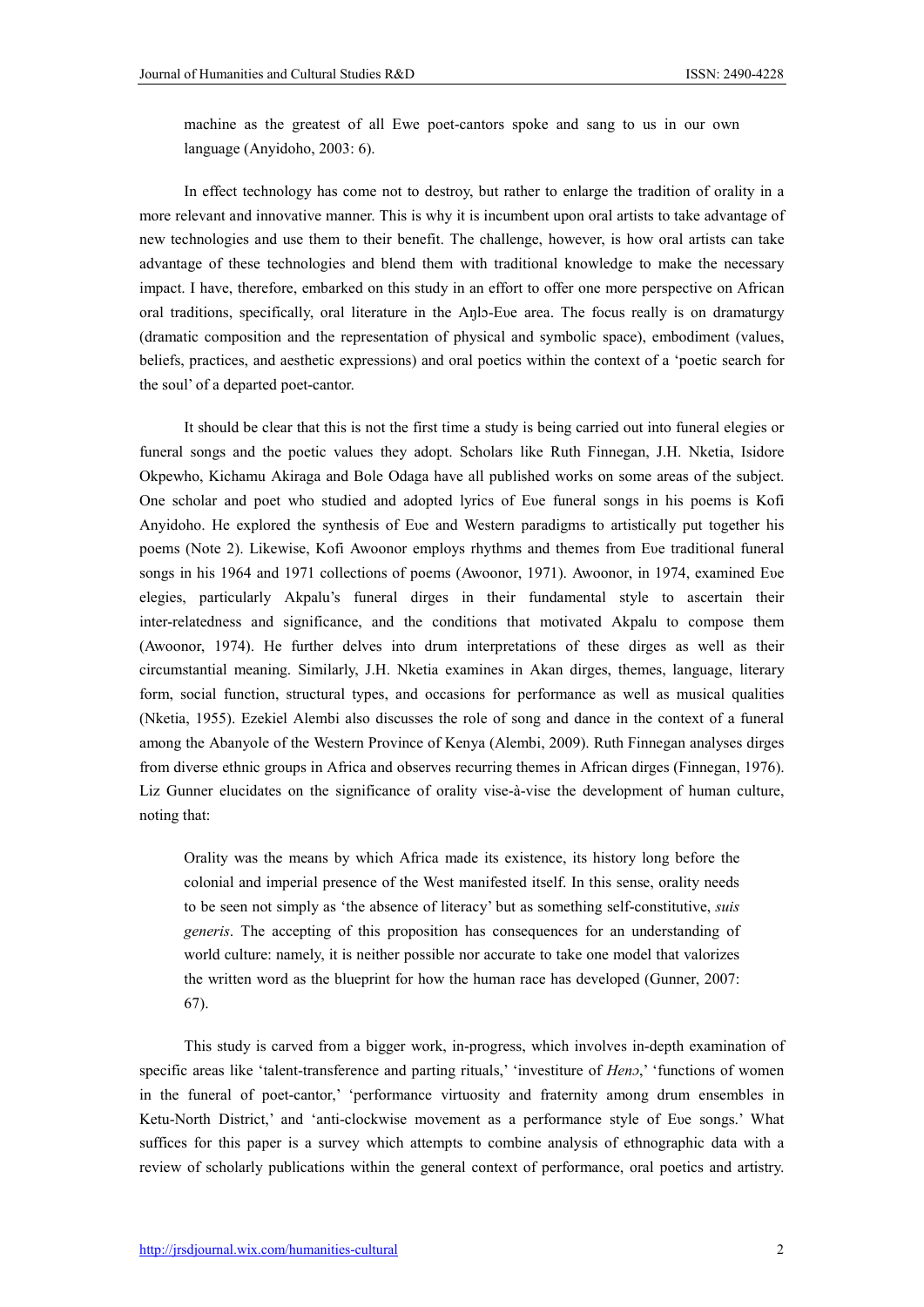machine as the greatest of all Ewe poet-cantors spoke and sang to us in our own language (Anyidoho, 2003: 6).

In effect technology has come not to destroy, but rather to enlarge the tradition of orality in a more relevant and innovative manner. This is why it is incumbent upon oral artists to take advantage of new technologies and use them to their benefit. The challenge, however, is how oral artists can take advantage of these technologies and blend them with traditional knowledge to make the necessary impact. I have, therefore, embarked on this study in an effort to offer one more perspective on African oral traditions, specifically, oral literature in the Aŋlɔ-Eʋe area. The focus really is on dramaturgy (dramatic composition and the representation of physical and symbolic space), embodiment (values, beliefs, practices, and aesthetic expressions) and oral poetics within the context of a 'poetic search for the soul' of a departed poet-cantor.

It should be clear that this is not the first time a study is being carried out into funeral elegies or funeral songs and the poetic values they adopt. Scholars like Ruth Finnegan, J.H. Nketia, Isidore Okpewho, Kichamu Akiraga and Bole Odaga have all published works on some areas of the subject. One scholar and poet who studied and adopted lyrics of Eʋe funeral songs in his poems is Kofi Anyidoho. He explored the synthesis of Eʋe and Western paradigms to artistically put together his poems (Note 2). Likewise, Kofi Awoonor employs rhythms and themes from Eʋe traditional funeral songs in his 1964 and 1971 collections of poems (Awoonor, 1971). Awoonor, in 1974, examined Eʋe elegies, particularly Akpalu's funeral dirges in their fundamental style to ascertain their inter-relatedness and significance, and the conditions that motivated Akpalu to compose them (Awoonor, 1974). He further delves into drum interpretations of these dirges as well as their circumstantial meaning. Similarly, J.H. Nketia examines in Akan dirges, themes, language, literary form, social function, structural types, and occasions for performance as well as musical qualities (Nketia, 1955). Ezekiel Alembi also discusses the role of song and dance in the context of a funeral among the Abanyole of the Western Province of Kenya (Alembi, 2009). Ruth Finnegan analyses dirges from diverse ethnic groups in Africa and observes recurring themes in African dirges (Finnegan, 1976). Liz Gunner elucidates on the significance of orality vise-à-vise the development of human culture, noting that:

> Orality was the means by which Africa made its existence, its history long before the colonial and imperial presence of the West manifested itself. In this sense, orality needs to be seen not simply as 'the absence of literacy' but as something self-constitutive, *suis generis*. The accepting of this proposition has consequences for an understanding of world culture: namely, it is neither possible nor accurate to take one model that valorizes the written word as the blueprint for how the human race has developed (Gunner, 2007: 67).

This study is carved from a bigger work, in-progress, which involves in-depth examination of specific areas like 'talent-transference and parting rituals,' 'investiture of *Henɔ*,' 'functions of women in the funeral of poet-cantor,' 'performance virtuosity and fraternity among drum ensembles in Ketu-North District,' and 'anti-clockwise movement as a performance style of Eʋe songs.' What suffices for this paper is a survey which attempts to combine analysis of ethnographic data with a review of scholarly publications within the general context of performance, oral poetics and artistry.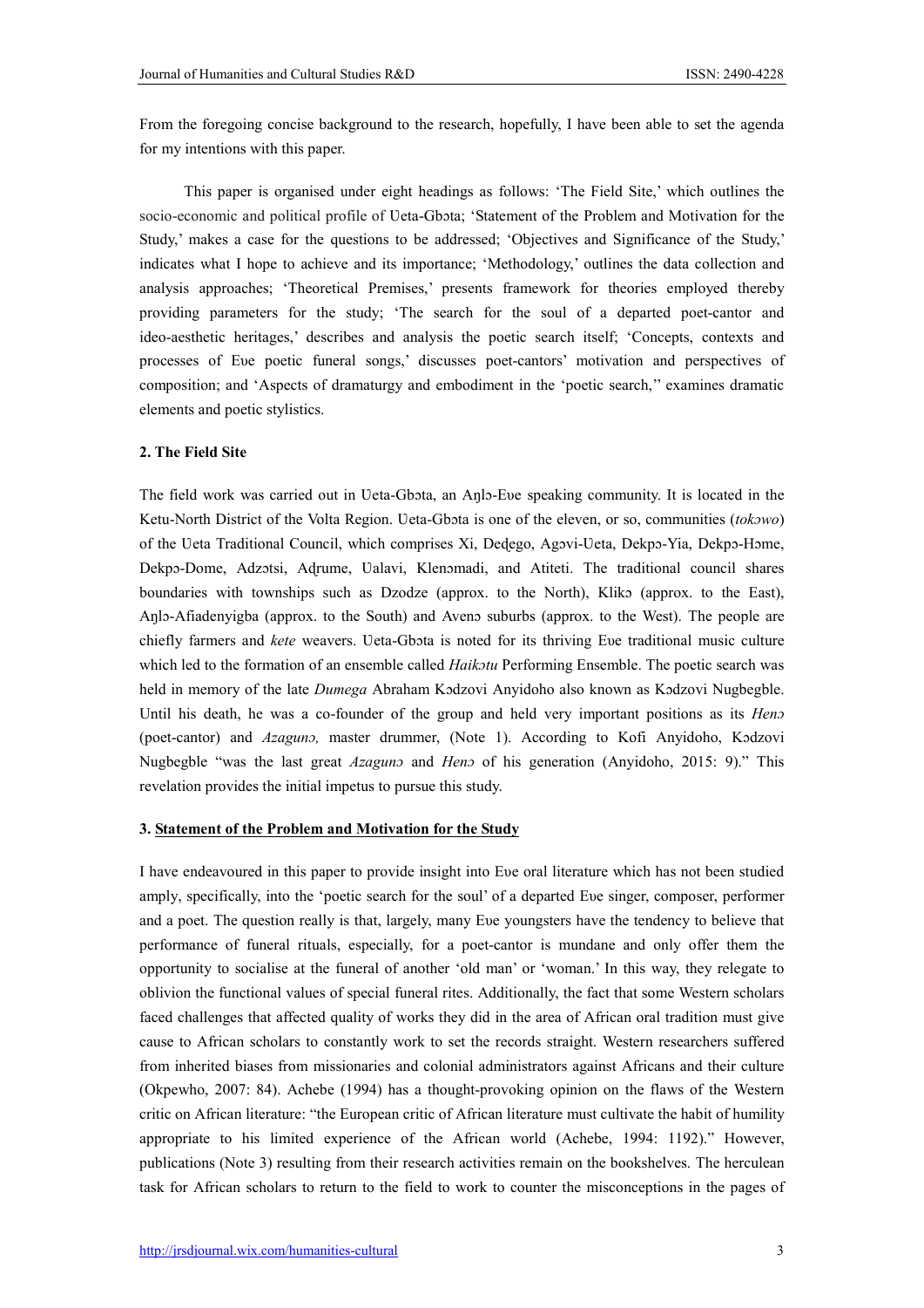From the foregoing concise background to the research, hopefully, I have been able to set the agenda for my intentions with this paper.

This paper is organised under eight headings as follows: 'The Field Site,' which outlines the socio-economic and political profile of Ʋeta-Gbɔta; 'Statement of the Problem and Motivation for the Study,' makes a case for the questions to be addressed; 'Objectives and Significance of the Study,' indicates what I hope to achieve and its importance; 'Methodology,' outlines the data collection and analysis approaches; 'Theoretical Premises,' presents framework for theories employed thereby providing parameters for the study; 'The search for the soul of a departed poet-cantor and ideo-aesthetic heritages,' describes and analysis the poetic search itself; 'Concepts, contexts and processes of Eʋe poetic funeral songs,' discusses poet-cantors' motivation and perspectives of composition; and 'Aspects of dramaturgy and embodiment in the 'poetic search,'' examines dramatic elements and poetic stylistics.

## 2. The Field Site

The field work was carried out in Ʋeta-Gbɔta, an Aŋlɔ-Eʋe speaking community. It is located in the Ketu-North District of the Volta Region. Ʋeta-Gbɔta is one of the eleven, or so, communities (*tokɔwo*) of the Ʋeta Traditional Council, which comprises Xi, Deɖego, Agɔvi-Ʋeta, Dekpɔ-Yia, Dekpɔ-Hɔme, Dekpɔ-Dome, Adzɔtsi, Aɖrume, Ʋalavi, Klenɔmadi, and Atiteti. The traditional council shares boundaries with townships such as Dzodze (approx. to the North), Klikɔ (approx. to the East), Aŋlɔ-Afiadenyigba (approx. to the South) and Avenɔ suburbs (approx. to the West). The people are chiefly farmers and *kete* weavers. Ʋeta-Gbɔta is noted for its thriving Eʋe traditional music culture which led to the formation of an ensemble called *Haikɔtu* Performing Ensemble. The poetic search was held in memory of the late *Dumega* Abraham Kɔdzovi Anyidoho also known as Kɔdzovi Nugbegble. Until his death, he was a co-founder of the group and held very important positions as its *Henɔ* (poet-cantor) and *Azagunɔ,* master drummer, (Note 1). According to Kofi Anyidoho, Kɔdzovi Nugbegble "was the last great *Azagunɔ* and *Henɔ* of his generation (Anyidoho, 2015: 9)." This revelation provides the initial impetus to pursue this study.

## 3. Statement of the Problem and Motivation for the Study

I have endeavoured in this paper to provide insight into Eʋe oral literature which has not been studied amply, specifically, into the 'poetic search for the soul' of a departed Eʋe singer, composer, performer and a poet. The question really is that, largely, many Eʋe youngsters have the tendency to believe that performance of funeral rituals, especially, for a poet-cantor is mundane and only offer them the opportunity to socialise at the funeral of another 'old man' or 'woman.' In this way, they relegate to oblivion the functional values of special funeral rites. Additionally, the fact that some Western scholars faced challenges that affected quality of works they did in the area of African oral tradition must give cause to African scholars to constantly work to set the records straight. Western researchers suffered from inherited biases from missionaries and colonial administrators against Africans and their culture (Okpewho, 2007: 84). Achebe (1994) has a thought-provoking opinion on the flaws of the Western critic on African literature: "the European critic of African literature must cultivate the habit of humility appropriate to his limited experience of the African world (Achebe, 1994: 1192)." However, publications (Note 3) resulting from their research activities remain on the bookshelves. The herculean task for African scholars to return to the field to work to counter the misconceptions in the pages of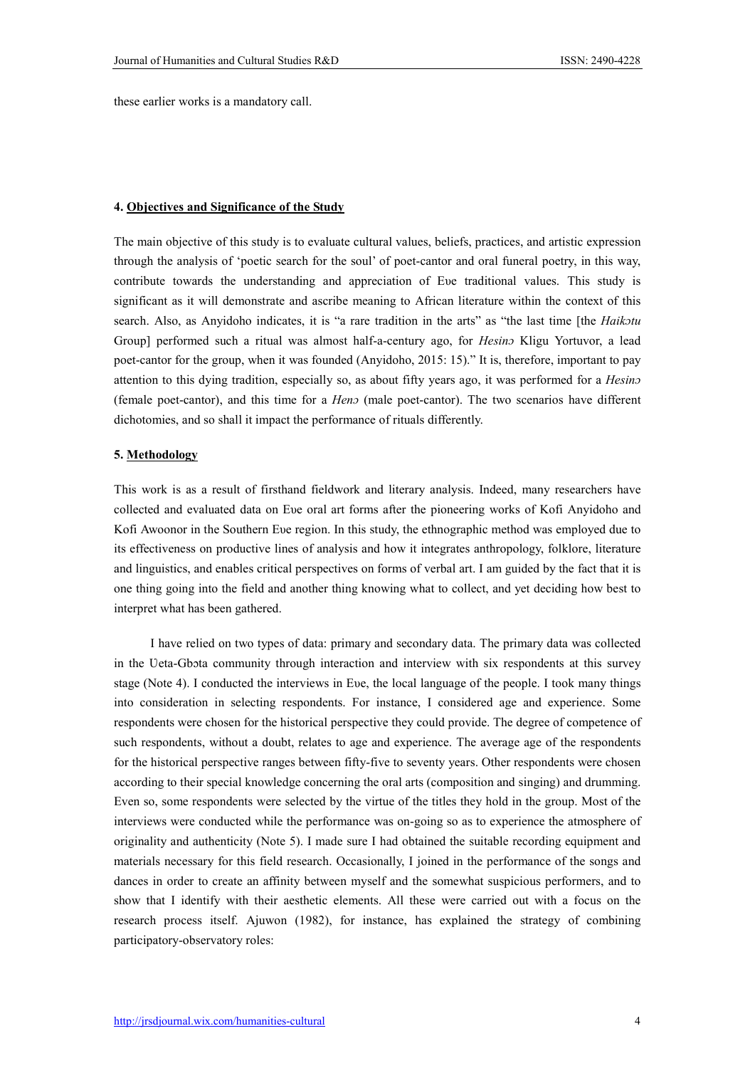these earlier works is a mandatory call.

## 4. Objectives and Significance of the Study

The main objective of this study is to evaluate cultural values, beliefs, practices, and artistic expression through the analysis of 'poetic search for the soul' of poet-cantor and oral funeral poetry, in this way, contribute towards the understanding and appreciation of Eʋe traditional values. This study is significant as it will demonstrate and ascribe meaning to African literature within the context of this search. Also, as Anyidoho indicates, it is "a rare tradition in the arts" as "the last time [the *Haikɔtu* Group] performed such a ritual was almost half-a-century ago, for *Hesinɔ* Kligu Yortuvor, a lead poet-cantor for the group, when it was founded (Anyidoho, 2015: 15)." It is, therefore, important to pay attention to this dying tradition, especially so, as about fifty years ago, it was performed for a *Hesinɔ* (female poet-cantor), and this time for a *Henɔ* (male poet-cantor). The two scenarios have different dichotomies, and so shall it impact the performance of rituals differently.

## 5. Methodology

This work is as a result of firsthand fieldwork and literary analysis. Indeed, many researchers have collected and evaluated data on Eʋe oral art forms after the pioneering works of Kofi Anyidoho and Kofi Awoonor in the Southern Eʋe region. In this study, the ethnographic method was employed due to its effectiveness on productive lines of analysis and how it integrates anthropology, folklore, literature and linguistics, and enables critical perspectives on forms of verbal art. I am guided by the fact that it is one thing going into the field and another thing knowing what to collect, and yet deciding how best to interpret what has been gathered.

I have relied on two types of data: primary and secondary data. The primary data was collected in the Ʋeta-Gbɔta community through interaction and interview with six respondents at this survey stage (Note 4). I conducted the interviews in Eʋe, the local language of the people. I took many things into consideration in selecting respondents. For instance, I considered age and experience. Some respondents were chosen for the historical perspective they could provide. The degree of competence of such respondents, without a doubt, relates to age and experience. The average age of the respondents for the historical perspective ranges between fifty-five to seventy years. Other respondents were chosen according to their special knowledge concerning the oral arts (composition and singing) and drumming. Even so, some respondents were selected by the virtue of the titles they hold in the group. Most of the interviews were conducted while the performance was on-going so as to experience the atmosphere of originality and authenticity (Note 5). I made sure I had obtained the suitable recording equipment and materials necessary for this field research. Occasionally, I joined in the performance of the songs and dances in order to create an affinity between myself and the somewhat suspicious performers, and to show that I identify with their aesthetic elements. All these were carried out with a focus on the research process itself. Ajuwon (1982), for instance, has explained the strategy of combining participatory-observatory roles: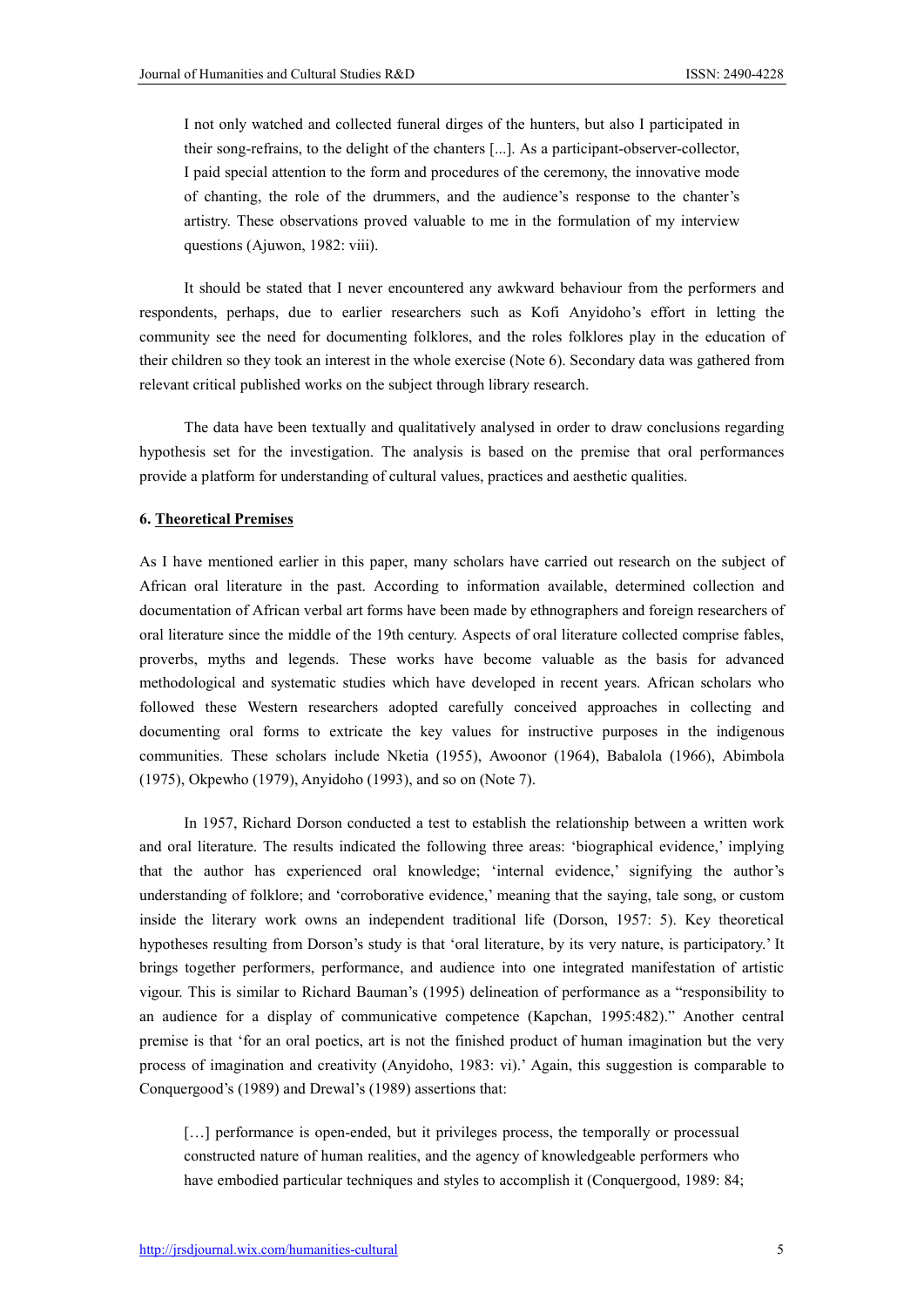> I not only watched and collected funeral dirges of the hunters, but also I participated in their song-refrains, to the delight of the chanters [...]. As a participant-observer-collector, I paid special attention to the form and procedures of the ceremony, the innovative mode of chanting, the role of the drummers, and the audience's response to the chanter's artistry. These observations proved valuable to me in the formulation of my interview questions (Ajuwon, 1982: viii).

It should be stated that I never encountered any awkward behaviour from the performers and respondents, perhaps, due to earlier researchers such as Kofi Anyidoho's effort in letting the community see the need for documenting folklores, and the roles folklores play in the education of their children so they took an interest in the whole exercise (Note 6). Secondary data was gathered from relevant critical published works on the subject through library research.

The data have been textually and qualitatively analysed in order to draw conclusions regarding hypothesis set for the investigation. The analysis is based on the premise that oral performances provide a platform for understanding of cultural values, practices and aesthetic qualities.

**6. Theoretical Premises**

As I have mentioned earlier in this paper, many scholars have carried out research on the subject of African oral literature in the past. According to information available, determined collection and documentation of African verbal art forms have been made by ethnographers and foreign researchers of oral literature since the middle of the 19th century. Aspects of oral literature collected comprise fables, proverbs, myths and legends. These works have become valuable as the basis for advanced methodological and systematic studies which have developed in recent years. African scholars who followed these Western researchers adopted carefully conceived approaches in collecting and documenting oral forms to extricate the key values for instructive purposes in the indigenous communities. These scholars include Nketia (1955), Awoonor (1964), Babalola (1966), Abimbola (1975), Okpewho (1979), Anyidoho (1993), and so on (Note 7).

In 1957, Richard Dorson conducted a test to establish the relationship between a written work and oral literature. The results indicated the following three areas: 'biographical evidence,' implying that the author has experienced oral knowledge; 'internal evidence,' signifying the author's understanding of folklore; and 'corroborative evidence,' meaning that the saying, tale song, or custom inside the literary work owns an independent traditional life (Dorson, 1957: 5). Key theoretical hypotheses resulting from Dorson's study is that 'oral literature, by its very nature, is participatory.' It brings together performers, performance, and audience into one integrated manifestation of artistic vigour. This is similar to Richard Bauman's (1995) delineation of performance as a "responsibility to an audience for a display of communicative competence (Kapchan, 1995:482)." Another central premise is that 'for an oral poetics, art is not the finished product of human imagination but the very process of imagination and creativity (Anyidoho, 1983: vi).' Again, this suggestion is comparable to Conquergood's (1989) and Drewal's (1989) assertions that:

> […] performance is open-ended, but it privileges process, the temporally or processual constructed nature of human realities, and the agency of knowledgeable performers who have embodied particular techniques and styles to accomplish it (Conquergood, 1989: 84;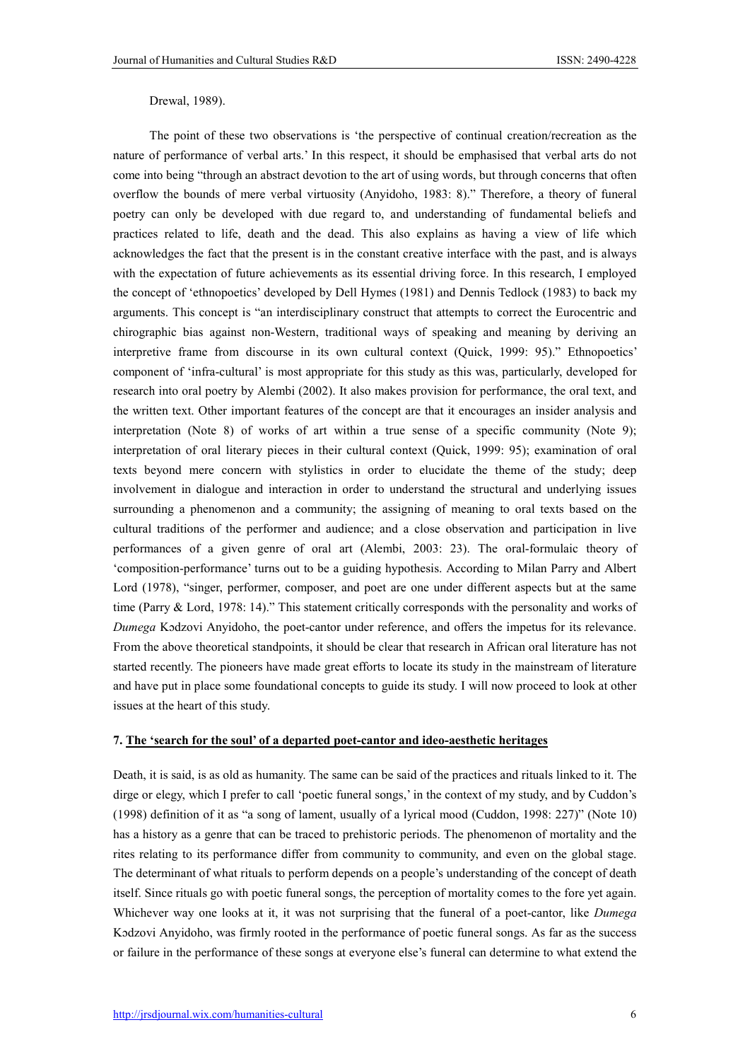Drewal, 1989).

The point of these two observations is 'the perspective of continual creation/recreation as the nature of performance of verbal arts.' In this respect, it should be emphasised that verbal arts do not come into being "through an abstract devotion to the art of using words, but through concerns that often overflow the bounds of mere verbal virtuosity (Anyidoho, 1983: 8)." Therefore, a theory of funeral poetry can only be developed with due regard to, and understanding of fundamental beliefs and practices related to life, death and the dead. This also explains as having a view of life which acknowledges the fact that the present is in the constant creative interface with the past, and is always with the expectation of future achievements as its essential driving force. In this research, I employed the concept of 'ethnopoetics' developed by Dell Hymes (1981) and Dennis Tedlock (1983) to back my arguments. This concept is "an interdisciplinary construct that attempts to correct the Eurocentric and chirographic bias against non-Western, traditional ways of speaking and meaning by deriving an interpretive frame from discourse in its own cultural context (Quick, 1999: 95)." Ethnopoetics' component of 'infra-cultural' is most appropriate for this study as this was, particularly, developed for research into oral poetry by Alembi (2002). It also makes provision for performance, the oral text, and the written text. Other important features of the concept are that it encourages an insider analysis and interpretation (Note 8) of works of art within a true sense of a specific community (Note 9); interpretation of oral literary pieces in their cultural context (Quick, 1999: 95); examination of oral texts beyond mere concern with stylistics in order to elucidate the theme of the study; deep involvement in dialogue and interaction in order to understand the structural and underlying issues surrounding a phenomenon and a community; the assigning of meaning to oral texts based on the cultural traditions of the performer and audience; and a close observation and participation in live performances of a given genre of oral art (Alembi, 2003: 23). The oral-formulaic theory of 'composition-performance' turns out to be a guiding hypothesis. According to Milan Parry and Albert Lord (1978), "singer, performer, composer, and poet are one under different aspects but at the same time (Parry & Lord, 1978: 14)." This statement critically corresponds with the personality and works of *Dumega* Kɔdzovi Anyidoho, the poet-cantor under reference, and offers the impetus for its relevance. From the above theoretical standpoints, it should be clear that research in African oral literature has not started recently. The pioneers have made great efforts to locate its study in the mainstream of literature and have put in place some foundational concepts to guide its study. I will now proceed to look at other issues at the heart of this study.

## 7. The 'search for the soul' of a departed poet-cantor and ideo-aesthetic heritages

Death, it is said, is as old as humanity. The same can be said of the practices and rituals linked to it. The dirge or elegy, which I prefer to call 'poetic funeral songs,' in the context of my study, and by Cuddon's (1998) definition of it as "a song of lament, usually of a lyrical mood (Cuddon, 1998: 227)" (Note 10) has a history as a genre that can be traced to prehistoric periods. The phenomenon of mortality and the rites relating to its performance differ from community to community, and even on the global stage. The determinant of what rituals to perform depends on a people's understanding of the concept of death itself. Since rituals go with poetic funeral songs, the perception of mortality comes to the fore yet again. Whichever way one looks at it, it was not surprising that the funeral of a poet-cantor, like *Dumega* Kɔdzovi Anyidoho, was firmly rooted in the performance of poetic funeral songs. As far as the success or failure in the performance of these songs at everyone else's funeral can determine to what extend the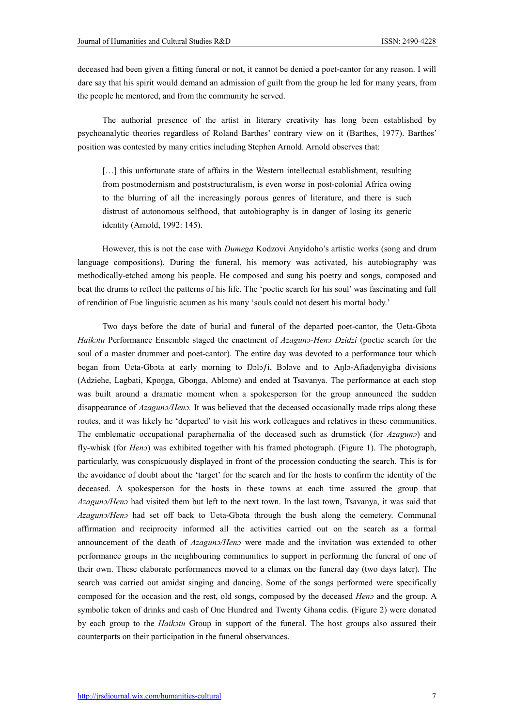deceased had been given a fitting funeral or not, it cannot be denied a poet-cantor for any reason. I will dare say that his spirit would demand an admission of guilt from the group he led for many years, from the people he mentored, and from the community he served.

The authorial presence of the artist in literary creativity has long been established by psychoanalytic theories regardless of Roland Barthes' contrary view on it (Barthes, 1977). Barthes' position was contested by many critics including Stephen Arnold. Arnold observes that:

> […] this unfortunate state of affairs in the Western intellectual establishment, resulting from postmodernism and poststructuralism, is even worse in post-colonial Africa owing to the blurring of all the increasingly porous genres of literature, and there is such distrust of autonomous selfhood, that autobiography is in danger of losing its generic identity (Arnold, 1992: 145).

However, this is not the case with *Dumega* Kodzovi Anyidoho's artistic works (song and drum language compositions). During the funeral, his memory was activated, his autobiography was methodically-etched among his people. He composed and sung his poetry and songs, composed and beat the drums to reflect the patterns of his life. The 'poetic search for his soul' was fascinating and full of rendition of Eʋe linguistic acumen as his many 'souls could not desert his mortal body.'

Two days before the date of burial and funeral of the departed poet-cantor, the Ʋeta-Gbɔta *Haikɔtu* Performance Ensemble staged the enactment of *Azagunɔ-Henɔ Dzidzi* (poetic search for the soul of a master drummer and poet-cantor). The entire day was devoted to a performance tour which began from Ʋeta-Gbɔta at early morning to Ɖɔlɔƒi, Bɔlɔve and to Aŋlɔ-Afiaɖenyigba divisions (Adziehe, Lagbati, Kpoŋga, Gboŋga, Ablɔme) and ended at Tsavanya. The performance at each stop was built around a dramatic moment when a spokesperson for the group announced the sudden disappearance of *Azagunɔ/Henɔ.* It was believed that the deceased occasionally made trips along these routes, and it was likely he 'departed' to visit his work colleagues and relatives in these communities. The emblematic occupational paraphernalia of the deceased such as drumstick (for *Azagunɔ*) and fly-whisk (for *Henɔ*) was exhibited together with his framed photograph. (Figure 1). The photograph, particularly, was conspicuously displayed in front of the procession conducting the search. This is for the avoidance of doubt about the 'target' for the search and for the hosts to confirm the identity of the deceased. A spokesperson for the hosts in these towns at each time assured the group that *Azagunɔ/Henɔ* had visited them but left to the next town. In the last town, Tsavanya, it was said that *Azagunɔ/Henɔ* had set off back to Ʋeta-Gbɔta through the bush along the cemetery. Communal affirmation and reciprocity informed all the activities carried out on the search as a formal announcement of the death of *Azagunɔ/Henɔ* were made and the invitation was extended to other performance groups in the neighbouring communities to support in performing the funeral of one of their own. These elaborate performances moved to a climax on the funeral day (two days later). The search was carried out amidst singing and dancing. Some of the songs performed were specifically composed for the occasion and the rest, old songs, composed by the deceased *Henɔ* and the group. A symbolic token of drinks and cash of One Hundred and Twenty Ghana cedis. (Figure 2) were donated by each group to the *Haikɔtu* Group in support of the funeral. The host groups also assured their counterparts on their participation in the funeral observances.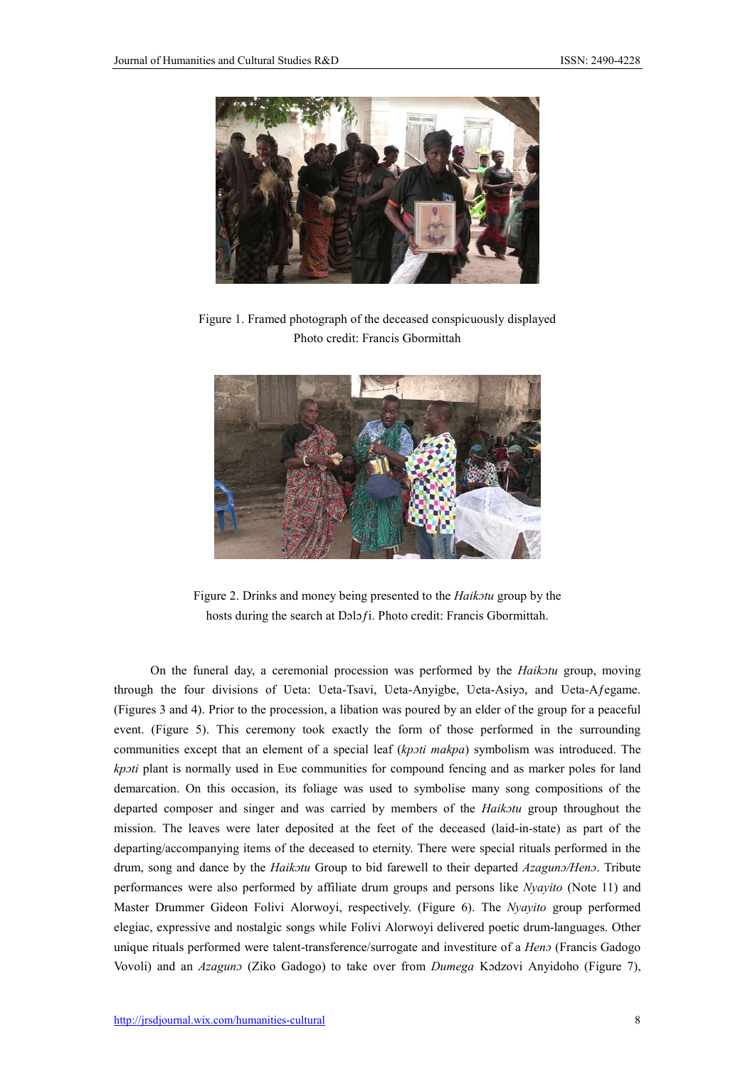Figure 1. Framed photograph of the deceased conspicuously displayed
Photo credit: Francis Gbormittah

Figure 2. Drinks and money being presented to the *Haikɔtu* group by the hosts during the search at Ŋɔlɔƒi. Photo credit: Francis Gbormittah.

On the funeral day, a ceremonial procession was performed by the *Haikɔtu* group, moving through the four divisions of Ʋeta: Ʋeta-Tsavi, Ʋeta-Anyigbe, Ʋeta-Asiyɔ, and Ʋeta-Aƒegame. (Figures 3 and 4). Prior to the procession, a libation was poured by an elder of the group for a peaceful event. (Figure 5). This ceremony took exactly the form of those performed in the surrounding communities except that an element of a special leaf (*kpɔti makpa*) symbolism was introduced. The *kpɔti* plant is normally used in Eʋe communities for compound fencing and as marker poles for land demarcation. On this occasion, its foliage was used to symbolise many song compositions of the departed composer and singer and was carried by members of the *Haikɔtu* group throughout the mission. The leaves were later deposited at the feet of the deceased (laid-in-state) as part of the departing/accompanying items of the deceased to eternity. There were special rituals performed in the drum, song and dance by the *Haikɔtu* Group to bid farewell to their departed *Azagunɔ/Henɔ*. Tribute performances were also performed by affiliate drum groups and persons like *Nyayito* (Note 11) and Master Drummer Gideon Folivi Alorwoyi, respectively. (Figure 6). The *Nyayito* group performed elegiac, expressive and nostalgic songs while Folivi Alorwoyi delivered poetic drum-languages. Other unique rituals performed were talent-transference/surrogate and investiture of a *Henɔ* (Francis Gadogo Vovoli) and an *Azagunɔ* (Ziko Gadogo) to take over from *Dumega* Kɔdzovi Anyidoho (Figure 7),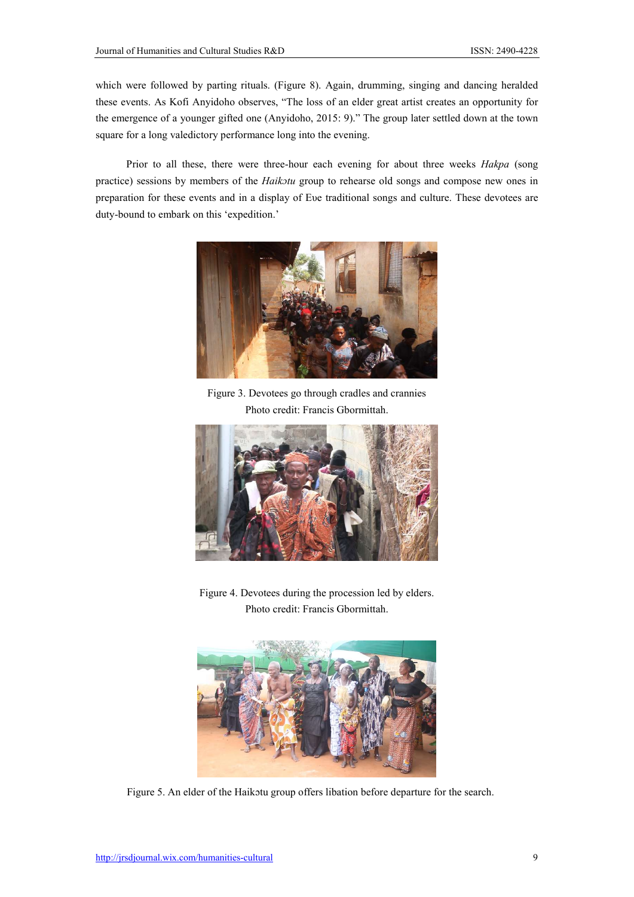which were followed by parting rituals. (Figure 8). Again, drumming, singing and dancing heralded these events. As Kofi Anyidoho observes, "The loss of an elder great artist creates an opportunity for the emergence of a younger gifted one (Anyidoho, 2015: 9)." The group later settled down at the town square for a long valedictory performance long into the evening.

Prior to all these, there were three-hour each evening for about three weeks *Hakpa* (song practice) sessions by members of the *Haikɔtu* group to rehearse old songs and compose new ones in preparation for these events and in a display of Eʋe traditional songs and culture. These devotees are duty-bound to embark on this 'expedition.'

Figure 3. Devotees go through cradles and crannies
Photo credit: Francis Gbormittah.

Figure 4. Devotees during the procession led by elders.
Photo credit: Francis Gbormittah.

Figure 5. An elder of the Haikɔtu group offers libation before departure for the search.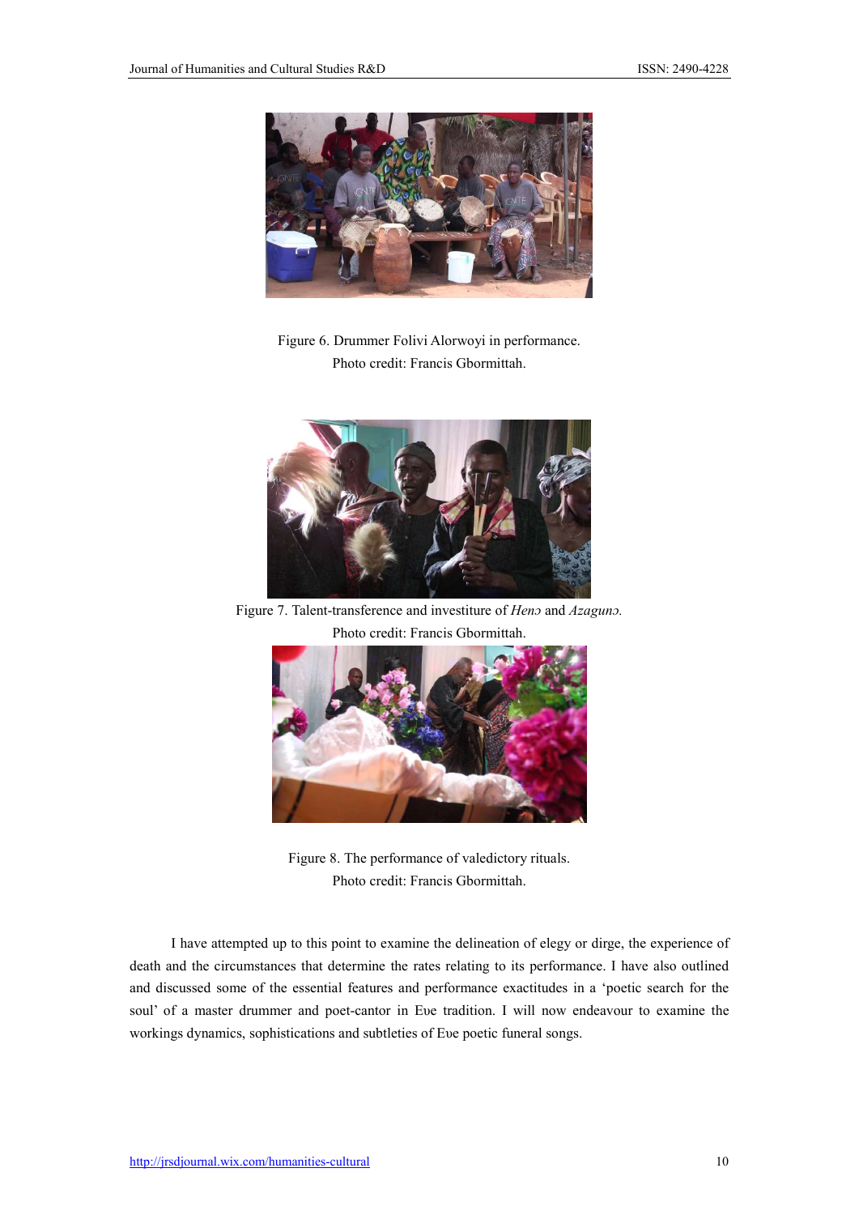Figure 6. Drummer Folivi Alorwoyi in performance.
Photo credit: Francis Gbormittah.

Figure 7. Talent-transference and investiture of *Henɔ* and *Azagunɔ.*
Photo credit: Francis Gbormittah.

Figure 8. The performance of valedictory rituals.
Photo credit: Francis Gbormittah.

I have attempted up to this point to examine the delineation of elegy or dirge, the experience of death and the circumstances that determine the rates relating to its performance. I have also outlined and discussed some of the essential features and performance exactitudes in a 'poetic search for the soul' of a master drummer and poet-cantor in Eʋe tradition. I will now endeavour to examine the workings dynamics, sophistications and subtleties of Eʋe poetic funeral songs.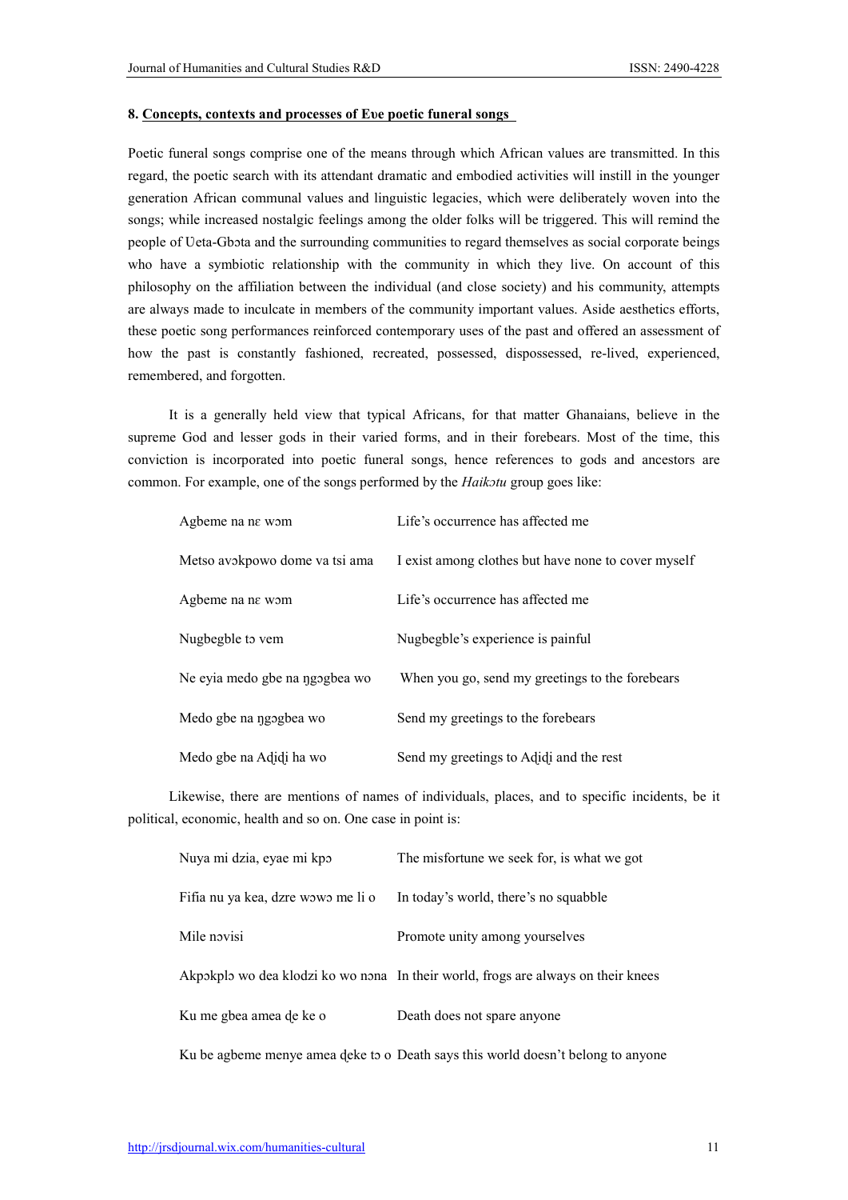## 8. Concepts, contexts and processes of Eʋe poetic funeral songs

Poetic funeral songs comprise one of the means through which African values are transmitted. In this regard, the poetic search with its attendant dramatic and embodied activities will instill in the younger generation African communal values and linguistic legacies, which were deliberately woven into the songs; while increased nostalgic feelings among the older folks will be triggered. This will remind the people of Ʋeta-Gbɔta and the surrounding communities to regard themselves as social corporate beings who have a symbiotic relationship with the community in which they live. On account of this philosophy on the affiliation between the individual (and close society) and his community, attempts are always made to inculcate in members of the community important values. Aside aesthetics efforts, these poetic song performances reinforced contemporary uses of the past and offered an assessment of how the past is constantly fashioned, recreated, possessed, dispossessed, re-lived, experienced, remembered, and forgotten.

It is a generally held view that typical Africans, for that matter Ghanaians, believe in the supreme God and lesser gods in their varied forms, and in their forebears. Most of the time, this conviction is incorporated into poetic funeral songs, hence references to gods and ancestors are common. For example, one of the songs performed by the *Haikɔtu* group goes like:

| | |
|---|---|
| Agbeme na nɛ wɔm | Life's occurrence has affected me |
| Metso avɔkpowo dome va tsi ama | I exist among clothes but have none to cover myself |
| Agbeme na nɛ wɔm | Life's occurrence has affected me |
| Nugbegble tɔ vem | Nugbegble's experience is painful |
| Ne eyia medo gbe na ŋgɔgbea wo | When you go, send my greetings to the forebears |
| Medo gbe na ŋgɔgbea wo | Send my greetings to the forebears |
| Medo gbe na Aḍiḍi ha wo | Send my greetings to Aḍiḍi and the rest |

Likewise, there are mentions of names of individuals, places, and to specific incidents, be it political, economic, health and so on. One case in point is:

| | |
|---|---|
| Nuya mi dzia, eyae mi kpɔ | The misfortune we seek for, is what we got |
| Fifia nu ya kea, dzre wɔwɔ me li o | In today's world, there's no squabble |
| Mile nɔvisi | Promote unity among yourselves |
| Akpɔkplɔ wo dea klodzi ko wo nɔna | In their world, frogs are always on their knees |
| Ku me gbea amea ḍe ke o | Death does not spare anyone |
| Ku be agbeme menye amea ḍeke tɔ o | Death says this world doesn't belong to anyone |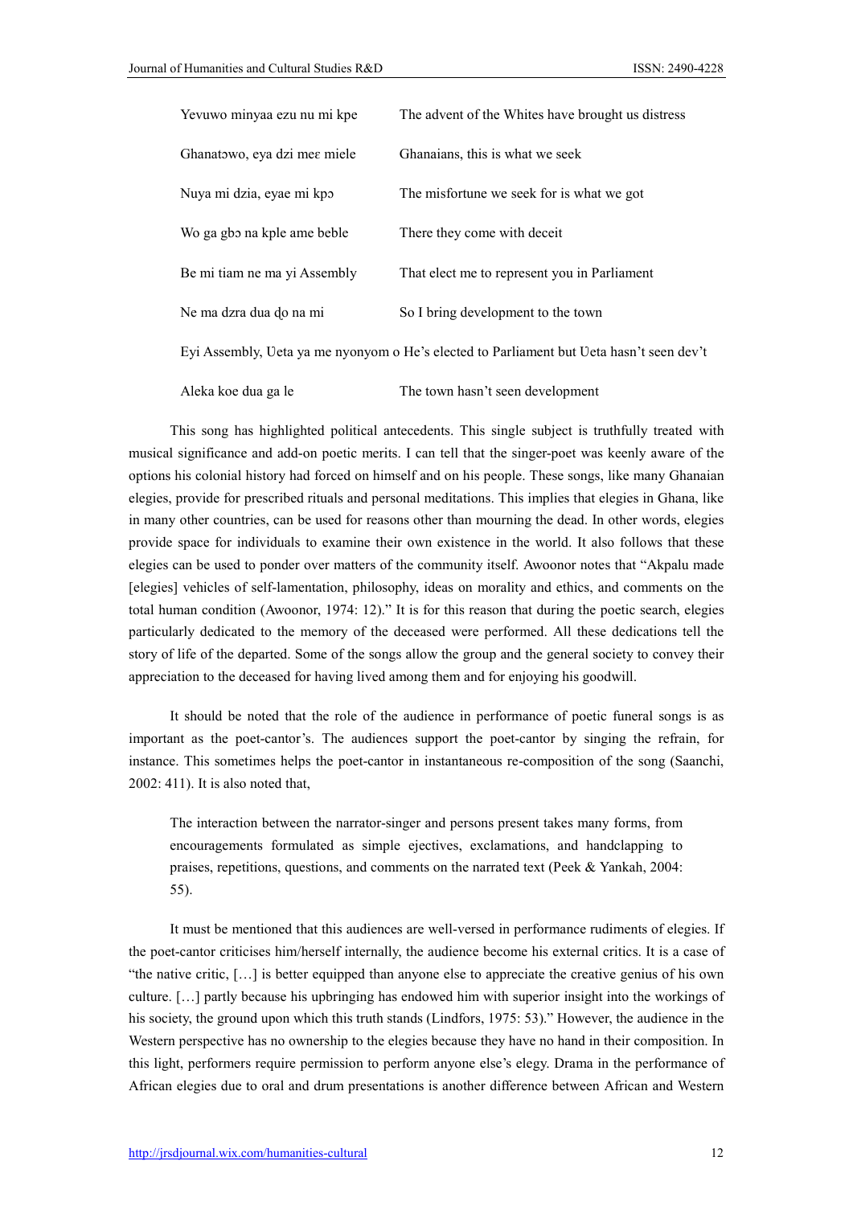| | |
|---|---|
| Yevuwo minyaa ezu nu mi kpe | The advent of the Whites have brought us distress |
| Ghanatɔwo, eya dzi meɛ miele | Ghanaians, this is what we seek |
| Nuya mi dzia, eyae mi kpɔ | The misfortune we seek for is what we got |
| Wo ga gbɔ na kple ame beble | There they come with deceit |
| Be mi tiam ne ma yi Assembly | That elect me to represent you in Parliament |
| Ne ma dzra dua ɖo na mi | So I bring development to the town |
| Eyi Assembly, Ʋeta ya me nyonyom o | He's elected to Parliament but Ʋeta hasn't seen dev't |
| Aleka koe dua ga le | The town hasn't seen development |

This song has highlighted political antecedents. This single subject is truthfully treated with musical significance and add-on poetic merits. I can tell that the singer-poet was keenly aware of the options his colonial history had forced on himself and on his people. These songs, like many Ghanaian elegies, provide for prescribed rituals and personal meditations. This implies that elegies in Ghana, like in many other countries, can be used for reasons other than mourning the dead. In other words, elegies provide space for individuals to examine their own existence in the world. It also follows that these elegies can be used to ponder over matters of the community itself. Awoonor notes that "Akpalu made [elegies] vehicles of self-lamentation, philosophy, ideas on morality and ethics, and comments on the total human condition (Awoonor, 1974: 12)." It is for this reason that during the poetic search, elegies particularly dedicated to the memory of the deceased were performed. All these dedications tell the story of life of the departed. Some of the songs allow the group and the general society to convey their appreciation to the deceased for having lived among them and for enjoying his goodwill.

It should be noted that the role of the audience in performance of poetic funeral songs is as important as the poet-cantor's. The audiences support the poet-cantor by singing the refrain, for instance. This sometimes helps the poet-cantor in instantaneous re-composition of the song (Saanchi, 2002: 411). It is also noted that,

> The interaction between the narrator-singer and persons present takes many forms, from encouragements formulated as simple ejectives, exclamations, and handclapping to praises, repetitions, questions, and comments on the narrated text (Peek & Yankah, 2004: 55).

It must be mentioned that this audiences are well-versed in performance rudiments of elegies. If the poet-cantor criticises him/herself internally, the audience become his external critics. It is a case of "the native critic, […] is better equipped than anyone else to appreciate the creative genius of his own culture. […] partly because his upbringing has endowed him with superior insight into the workings of his society, the ground upon which this truth stands (Lindfors, 1975: 53)." However, the audience in the Western perspective has no ownership to the elegies because they have no hand in their composition. In this light, performers require permission to perform anyone else's elegy. Drama in the performance of African elegies due to oral and drum presentations is another difference between African and Western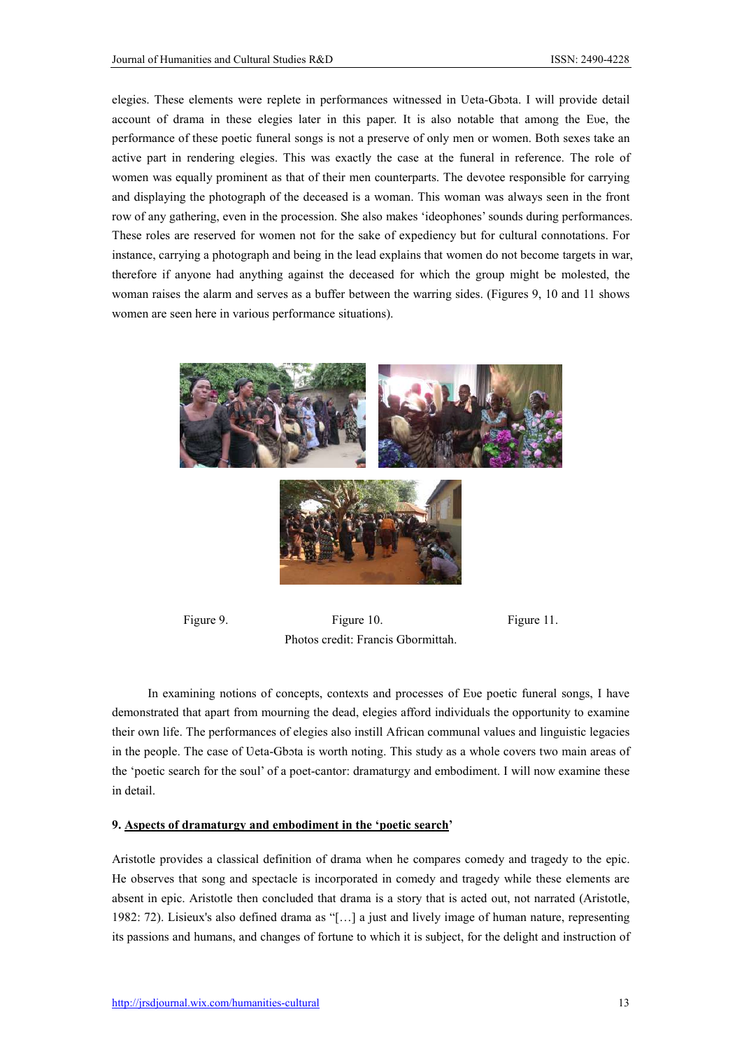elegies. These elements were replete in performances witnessed in Ʋeta-Gbɔta. I will provide detail account of drama in these elegies later in this paper. It is also notable that among the Eʋe, the performance of these poetic funeral songs is not a preserve of only men or women. Both sexes take an active part in rendering elegies. This was exactly the case at the funeral in reference. The role of women was equally prominent as that of their men counterparts. The devotee responsible for carrying and displaying the photograph of the deceased is a woman. This woman was always seen in the front row of any gathering, even in the procession. She also makes 'ideophones' sounds during performances. These roles are reserved for women not for the sake of expediency but for cultural connotations. For instance, carrying a photograph and being in the lead explains that women do not become targets in war, therefore if anyone had anything against the deceased for which the group might be molested, the woman raises the alarm and serves as a buffer between the warring sides. (Figures 9, 10 and 11 shows women are seen here in various performance situations).

Figure 9. Figure 10. Figure 11.

Photos credit: Francis Gbormittah.

In examining notions of concepts, contexts and processes of Eʋe poetic funeral songs, I have demonstrated that apart from mourning the dead, elegies afford individuals the opportunity to examine their own life. The performances of elegies also instill African communal values and linguistic legacies in the people. The case of Ʋeta-Gbɔta is worth noting. This study as a whole covers two main areas of the 'poetic search for the soul' of a poet-cantor: dramaturgy and embodiment. I will now examine these in detail.

## 9. Aspects of dramaturgy and embodiment in the 'poetic search'

Aristotle provides a classical definition of drama when he compares comedy and tragedy to the epic. He observes that song and spectacle is incorporated in comedy and tragedy while these elements are absent in epic. Aristotle then concluded that drama is a story that is acted out, not narrated (Aristotle, 1982: 72). Lisieux's also defined drama as "[…] a just and lively image of human nature, representing its passions and humans, and changes of fortune to which it is subject, for the delight and instruction of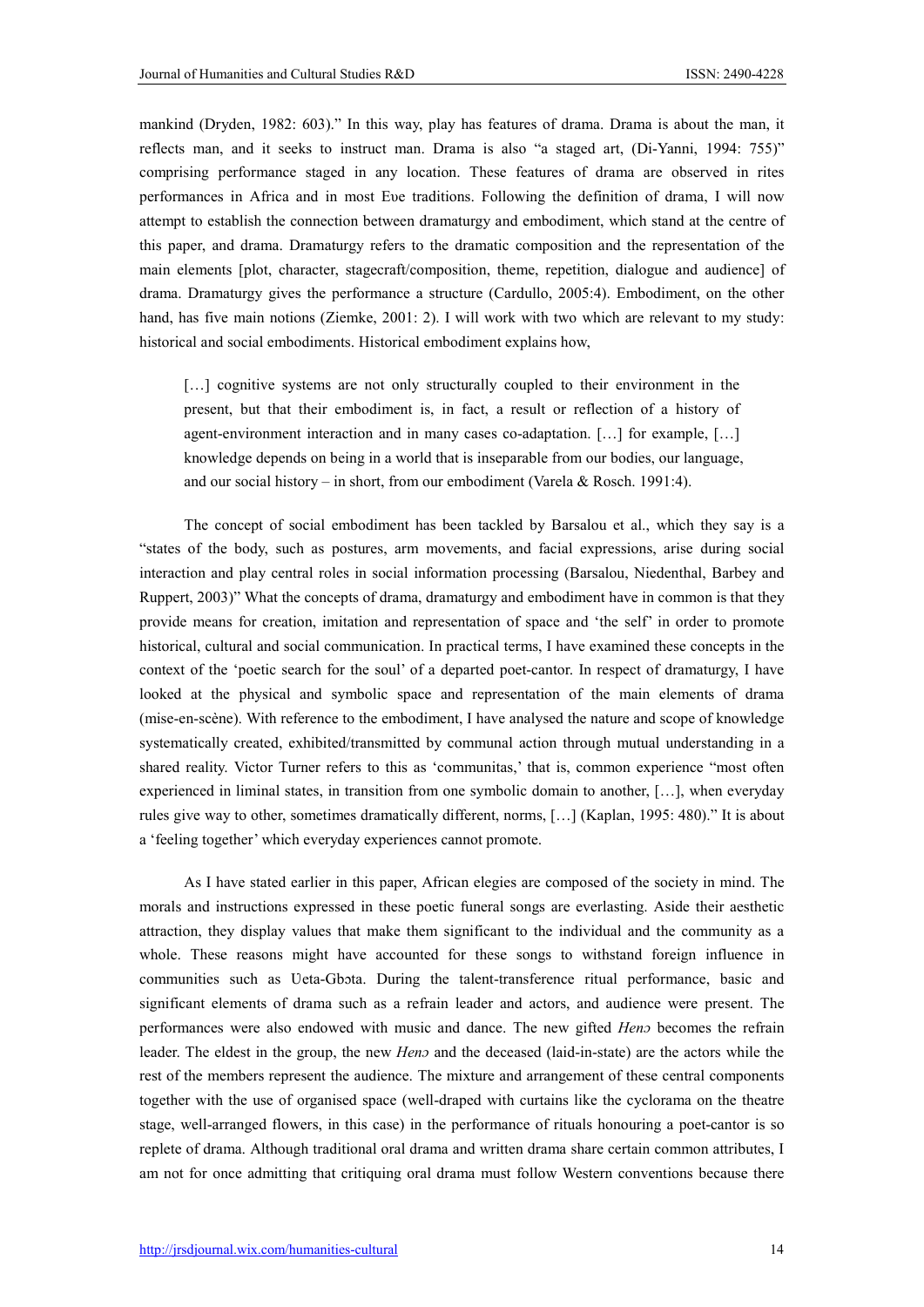mankind (Dryden, 1982: 603)." In this way, play has features of drama. Drama is about the man, it reflects man, and it seeks to instruct man. Drama is also "a staged art, (Di-Yanni, 1994: 755)" comprising performance staged in any location. These features of drama are observed in rites performances in Africa and in most Eʋe traditions. Following the definition of drama, I will now attempt to establish the connection between dramaturgy and embodiment, which stand at the centre of this paper, and drama. Dramaturgy refers to the dramatic composition and the representation of the main elements [plot, character, stagecraft/composition, theme, repetition, dialogue and audience] of drama. Dramaturgy gives the performance a structure (Cardullo, 2005:4). Embodiment, on the other hand, has five main notions (Ziemke, 2001: 2). I will work with two which are relevant to my study: historical and social embodiments. Historical embodiment explains how,

> […] cognitive systems are not only structurally coupled to their environment in the present, but that their embodiment is, in fact, a result or reflection of a history of agent-environment interaction and in many cases co-adaptation. […] for example, […] knowledge depends on being in a world that is inseparable from our bodies, our language, and our social history – in short, from our embodiment (Varela & Rosch. 1991:4).

The concept of social embodiment has been tackled by Barsalou et al., which they say is a "states of the body, such as postures, arm movements, and facial expressions, arise during social interaction and play central roles in social information processing (Barsalou, Niedenthal, Barbey and Ruppert, 2003)" What the concepts of drama, dramaturgy and embodiment have in common is that they provide means for creation, imitation and representation of space and 'the self' in order to promote historical, cultural and social communication. In practical terms, I have examined these concepts in the context of the 'poetic search for the soul' of a departed poet-cantor. In respect of dramaturgy, I have looked at the physical and symbolic space and representation of the main elements of drama (mise-en-scène). With reference to the embodiment, I have analysed the nature and scope of knowledge systematically created, exhibited/transmitted by communal action through mutual understanding in a shared reality. Victor Turner refers to this as 'communitas,' that is, common experience "most often experienced in liminal states, in transition from one symbolic domain to another, […], when everyday rules give way to other, sometimes dramatically different, norms, […] (Kaplan, 1995: 480)." It is about a 'feeling together' which everyday experiences cannot promote.

As I have stated earlier in this paper, African elegies are composed of the society in mind. The morals and instructions expressed in these poetic funeral songs are everlasting. Aside their aesthetic attraction, they display values that make them significant to the individual and the community as a whole. These reasons might have accounted for these songs to withstand foreign influence in communities such as Ʋeta-Gbɔta. During the talent-transference ritual performance, basic and significant elements of drama such as a refrain leader and actors, and audience were present. The performances were also endowed with music and dance. The new gifted *Henɔ* becomes the refrain leader. The eldest in the group, the new *Henɔ* and the deceased (laid-in-state) are the actors while the rest of the members represent the audience. The mixture and arrangement of these central components together with the use of organised space (well-draped with curtains like the cyclorama on the theatre stage, well-arranged flowers, in this case) in the performance of rituals honouring a poet-cantor is so replete of drama. Although traditional oral drama and written drama share certain common attributes, I am not for once admitting that critiquing oral drama must follow Western conventions because there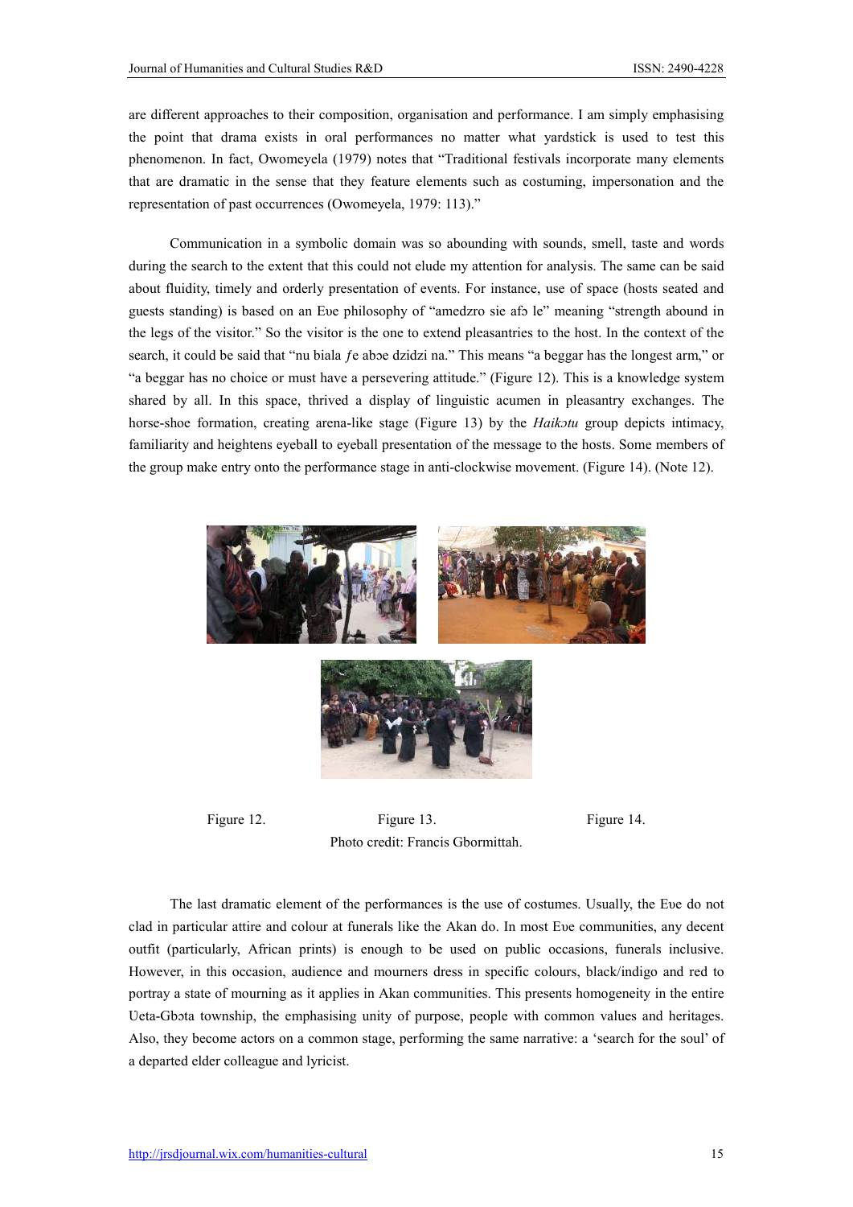are different approaches to their composition, organisation and performance. I am simply emphasising the point that drama exists in oral performances no matter what yardstick is used to test this phenomenon. In fact, Owomeyela (1979) notes that "Traditional festivals incorporate many elements that are dramatic in the sense that they feature elements such as costuming, impersonation and the representation of past occurrences (Owomeyela, 1979: 113)."

Communication in a symbolic domain was so abounding with sounds, smell, taste and words during the search to the extent that this could not elude my attention for analysis. The same can be said about fluidity, timely and orderly presentation of events. For instance, use of space (hosts seated and guests standing) is based on an Eʋe philosophy of "amedzro sie afɔ le" meaning "strength abound in the legs of the visitor." So the visitor is the one to extend pleasantries to the host. In the context of the search, it could be said that "nu biala ƒe abɔe dzidzi na." This means "a beggar has the longest arm," or "a beggar has no choice or must have a persevering attitude." (Figure 12). This is a knowledge system shared by all. In this space, thrived a display of linguistic acumen in pleasantry exchanges. The horse-shoe formation, creating arena-like stage (Figure 13) by the *Haikɔtu* group depicts intimacy, familiarity and heightens eyeball to eyeball presentation of the message to the hosts. Some members of the group make entry onto the performance stage in anti-clockwise movement. (Figure 14). (Note 12).

Figure 12. Figure 13. Figure 14.

Photo credit: Francis Gbormittah.

The last dramatic element of the performances is the use of costumes. Usually, the Eʋe do not clad in particular attire and colour at funerals like the Akan do. In most Eʋe communities, any decent outfit (particularly, African prints) is enough to be used on public occasions, funerals inclusive. However, in this occasion, audience and mourners dress in specific colours, black/indigo and red to portray a state of mourning as it applies in Akan communities. This presents homogeneity in the entire Ʋeta-Gbɔta township, the emphasising unity of purpose, people with common values and heritages. Also, they become actors on a common stage, performing the same narrative: a 'search for the soul' of a departed elder colleague and lyricist.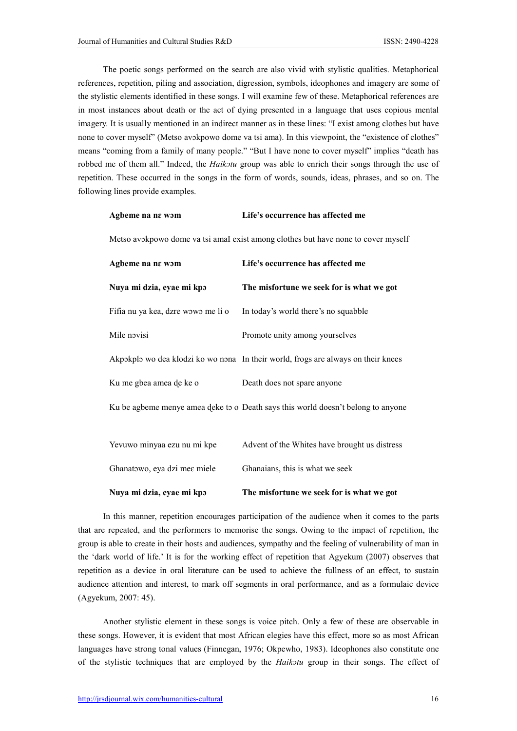The poetic songs performed on the search are also vivid with stylistic qualities. Metaphorical references, repetition, piling and association, digression, symbols, ideophones and imagery are some of the stylistic elements identified in these songs. I will examine few of these. Metaphorical references are in most instances about death or the act of dying presented in a language that uses copious mental imagery. It is usually mentioned in an indirect manner as in these lines: "I exist among clothes but have none to cover myself" (Metso avɔkpowo dome va tsi ama). In this viewpoint, the "existence of clothes" means "coming from a family of many people." "But I have none to cover myself" implies "death has robbed me of them all." Indeed, the *Haikɔtu* group was able to enrich their songs through the use of repetition. These occurred in the songs in the form of words, sounds, ideas, phrases, and so on. The following lines provide examples.

| | |
|---|---|
| **Agbeme na nɛ wɔm** | **Life's occurrence has affected me** |
| Metso avɔkpowo dome va tsi ama | I exist among clothes but have none to cover myself |
| **Agbeme na nɛ wɔm** | **Life's occurrence has affected me** |
| **Nuya mi dzia, eyae mi kpɔ** | **The misfortune we seek for is what we got** |
| Fifia nu ya kea, dzre wɔwɔ me li o | In today's world there's no squabble |
| Mile nɔvisi | Promote unity among yourselves |
| Akpɔkplɔ wo dea klodzi ko wo nɔna | In their world, frogs are always on their knees |
| Ku me gbea amea ɖe ke o | Death does not spare anyone |
| Ku be agbeme menye amea ɖeke tɔ o | Death says this world doesn't belong to anyone |
| | |
| Yevuwo minyaa ezu nu mi kpe | Advent of the Whites have brought us distress |
| Ghanatɔwo, eya dzi meɛ miele | Ghanaians, this is what we seek |
| **Nuya mi dzia, eyae mi kpɔ** | **The misfortune we seek for is what we got** |

In this manner, repetition encourages participation of the audience when it comes to the parts that are repeated, and the performers to memorise the songs. Owing to the impact of repetition, the group is able to create in their hosts and audiences, sympathy and the feeling of vulnerability of man in the 'dark world of life.' It is for the working effect of repetition that Agyekum (2007) observes that repetition as a device in oral literature can be used to achieve the fullness of an effect, to sustain audience attention and interest, to mark off segments in oral performance, and as a formulaic device (Agyekum, 2007: 45).

Another stylistic element in these songs is voice pitch. Only a few of these are observable in these songs. However, it is evident that most African elegies have this effect, more so as most African languages have strong tonal values (Finnegan, 1976; Okpewho, 1983). Ideophones also constitute one of the stylistic techniques that are employed by the *Haikɔtu* group in their songs. The effect of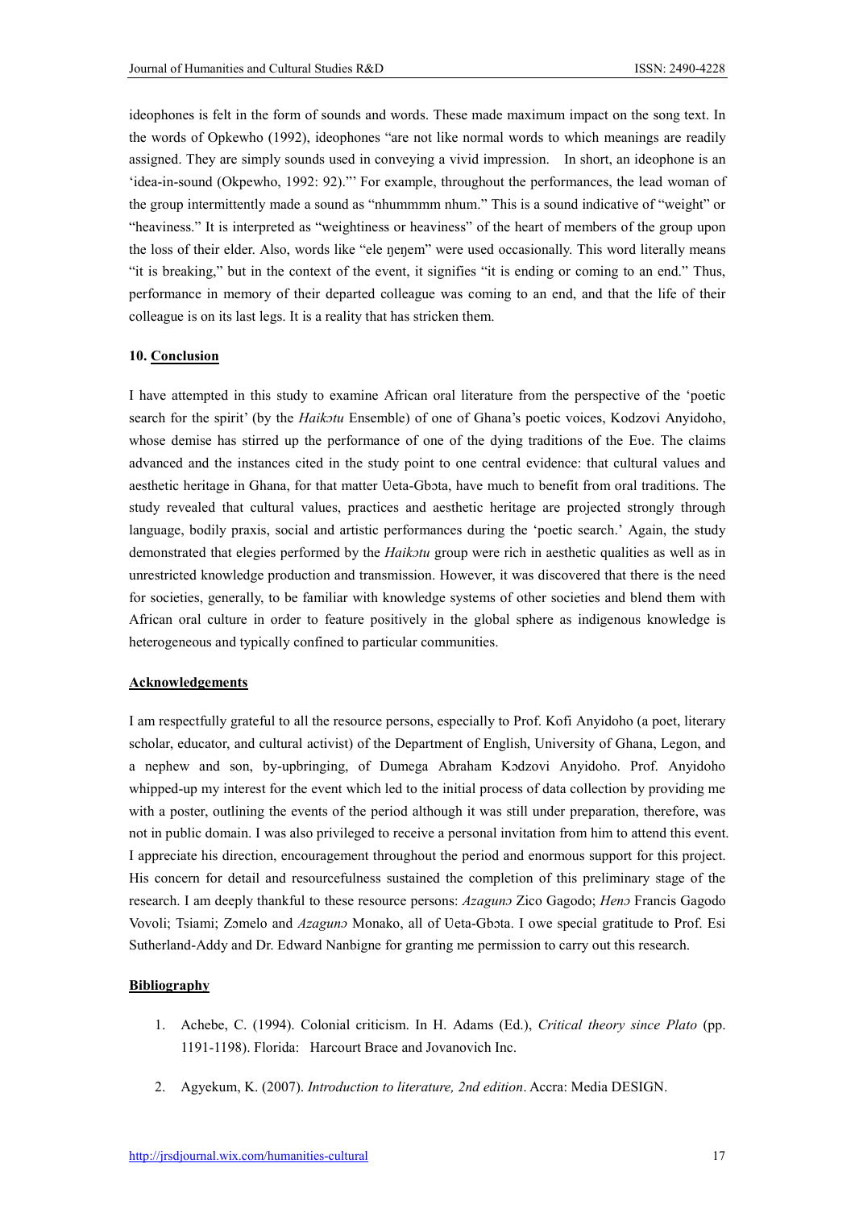ideophones is felt in the form of sounds and words. These made maximum impact on the song text. In the words of Opkewho (1992), ideophones "are not like normal words to which meanings are readily assigned. They are simply sounds used in conveying a vivid impression. In short, an ideophone is an 'idea-in-sound (Okpewho, 1992: 92).'" For example, throughout the performances, the lead woman of the group intermittently made a sound as "nhummmm nhum." This is a sound indicative of "weight" or "heaviness." It is interpreted as "weightiness or heaviness" of the heart of members of the group upon the loss of their elder. Also, words like "ele ŋeŋem" were used occasionally. This word literally means "it is breaking," but in the context of the event, it signifies "it is ending or coming to an end." Thus, performance in memory of their departed colleague was coming to an end, and that the life of their colleague is on its last legs. It is a reality that has stricken them.

## 10. Conclusion

I have attempted in this study to examine African oral literature from the perspective of the 'poetic search for the spirit' (by the *Haikɔtu* Ensemble) of one of Ghana's poetic voices, Kodzovi Anyidoho, whose demise has stirred up the performance of one of the dying traditions of the Eʋe. The claims advanced and the instances cited in the study point to one central evidence: that cultural values and aesthetic heritage in Ghana, for that matter Ʋeta-Gbɔta, have much to benefit from oral traditions. The study revealed that cultural values, practices and aesthetic heritage are projected strongly through language, bodily praxis, social and artistic performances during the 'poetic search.' Again, the study demonstrated that elegies performed by the *Haikɔtu* group were rich in aesthetic qualities as well as in unrestricted knowledge production and transmission. However, it was discovered that there is the need for societies, generally, to be familiar with knowledge systems of other societies and blend them with African oral culture in order to feature positively in the global sphere as indigenous knowledge is heterogeneous and typically confined to particular communities.

## Acknowledgements

I am respectfully grateful to all the resource persons, especially to Prof. Kofi Anyidoho (a poet, literary scholar, educator, and cultural activist) of the Department of English, University of Ghana, Legon, and a nephew and son, by-upbringing, of Dumega Abraham Kɔdzovi Anyidoho. Prof. Anyidoho whipped-up my interest for the event which led to the initial process of data collection by providing me with a poster, outlining the events of the period although it was still under preparation, therefore, was not in public domain. I was also privileged to receive a personal invitation from him to attend this event. I appreciate his direction, encouragement throughout the period and enormous support for this project. His concern for detail and resourcefulness sustained the completion of this preliminary stage of the research. I am deeply thankful to these resource persons: *Azagunɔ* Zico Gagodo; *Henɔ* Francis Gagodo Vovoli; Tsiami; Zɔmelo and *Azagunɔ* Monako, all of Ʋeta-Gbɔta. I owe special gratitude to Prof. Esi Sutherland-Addy and Dr. Edward Nanbigne for granting me permission to carry out this research.

## Bibliography

1. Achebe, C. (1994). Colonial criticism. In H. Adams (Ed.), *Critical theory since Plato* (pp. 1191-1198). Florida: Harcourt Brace and Jovanovich Inc.

2. Agyekum, K. (2007). *Introduction to literature, 2nd edition*. Accra: Media DESIGN.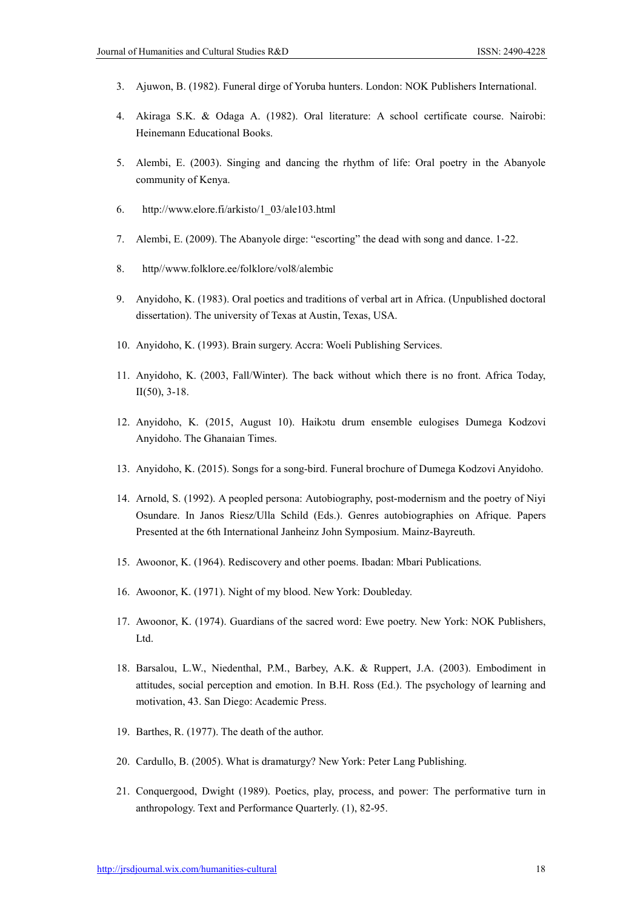3. Ajuwon, B. (1982). Funeral dirge of Yoruba hunters. London: NOK Publishers International.

4. Akiraga S.K. & Odaga A. (1982). Oral literature: A school certificate course. Nairobi: Heinemann Educational Books.

5. Alembi, E. (2003). Singing and dancing the rhythm of life: Oral poetry in the Abanyole community of Kenya.

6. http://www.elore.fi/arkisto/1_03/ale103.html

7. Alembi, E. (2009). The Abanyole dirge: "escorting" the dead with song and dance. 1-22.

8. http//www.folklore.ee/folklore/vol8/alembic

9. Anyidoho, K. (1983). Oral poetics and traditions of verbal art in Africa. (Unpublished doctoral dissertation). The university of Texas at Austin, Texas, USA.

10. Anyidoho, K. (1993). Brain surgery. Accra: Woeli Publishing Services.

11. Anyidoho, K. (2003, Fall/Winter). The back without which there is no front. Africa Today, II(50), 3-18.

12. Anyidoho, K. (2015, August 10). Haikɔtu drum ensemble eulogises Dumega Kodzovi Anyidoho. The Ghanaian Times.

13. Anyidoho, K. (2015). Songs for a song-bird. Funeral brochure of Dumega Kodzovi Anyidoho.

14. Arnold, S. (1992). A peopled persona: Autobiography, post-modernism and the poetry of Niyi Osundare. In Janos Riesz/Ulla Schild (Eds.). Genres autobiographies on Afrique. Papers Presented at the 6th International Janheinz John Symposium. Mainz-Bayreuth.

15. Awoonor, K. (1964). Rediscovery and other poems. Ibadan: Mbari Publications.

16. Awoonor, K. (1971). Night of my blood. New York: Doubleday.

17. Awoonor, K. (1974). Guardians of the sacred word: Ewe poetry. New York: NOK Publishers, Ltd.

18. Barsalou, L.W., Niedenthal, P.M., Barbey, A.K. & Ruppert, J.A. (2003). Embodiment in attitudes, social perception and emotion. In B.H. Ross (Ed.). The psychology of learning and motivation, 43. San Diego: Academic Press.

19. Barthes, R. (1977). The death of the author.

20. Cardullo, B. (2005). What is dramaturgy? New York: Peter Lang Publishing.

21. Conquergood, Dwight (1989). Poetics, play, process, and power: The performative turn in anthropology. Text and Performance Quarterly. (1), 82-95.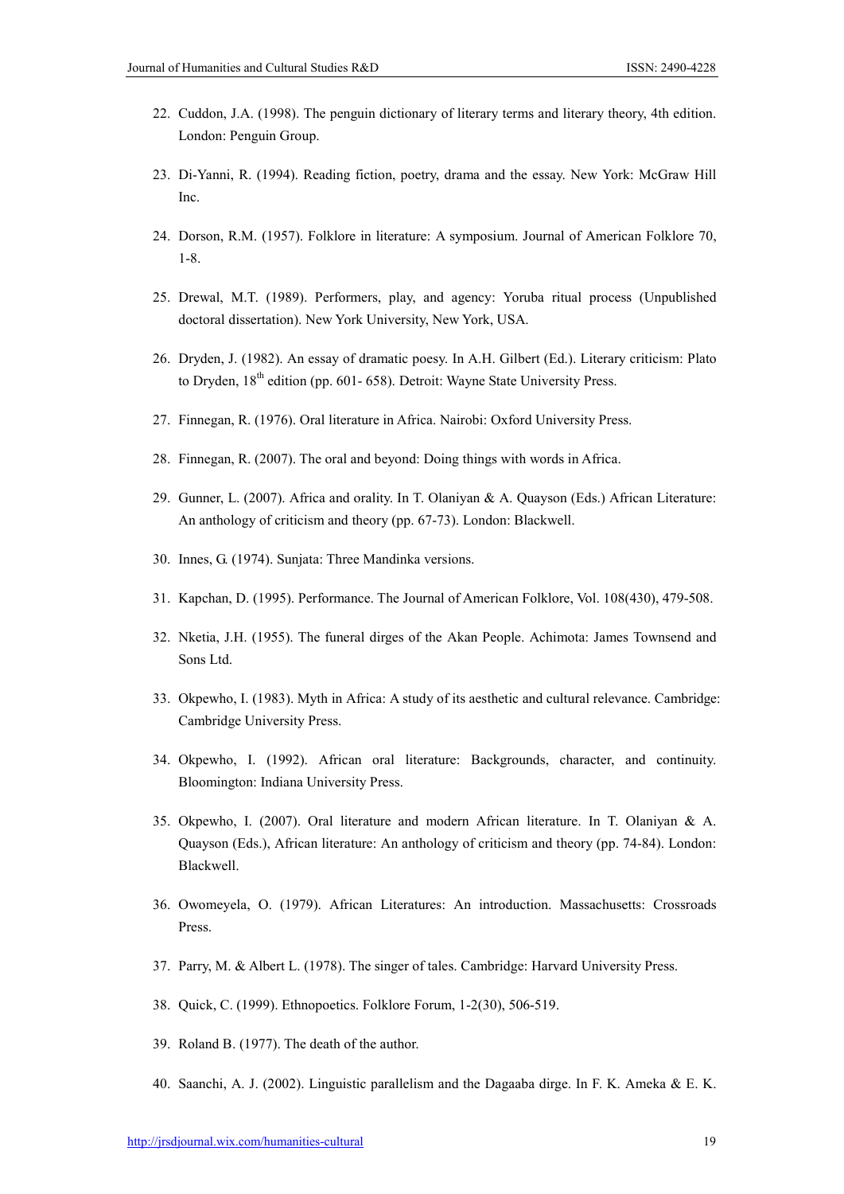22. Cuddon, J.A. (1998). The penguin dictionary of literary terms and literary theory, 4th edition. London: Penguin Group.

23. Di-Yanni, R. (1994). Reading fiction, poetry, drama and the essay. New York: McGraw Hill Inc.

24. Dorson, R.M. (1957). Folklore in literature: A symposium. Journal of American Folklore 70, 1-8.

25. Drewal, M.T. (1989). Performers, play, and agency: Yoruba ritual process (Unpublished doctoral dissertation). New York University, New York, USA.

26. Dryden, J. (1982). An essay of dramatic poesy. In A.H. Gilbert (Ed.). Literary criticism: Plato to Dryden, 18th edition (pp. 601- 658). Detroit: Wayne State University Press.

27. Finnegan, R. (1976). Oral literature in Africa. Nairobi: Oxford University Press.

28. Finnegan, R. (2007). The oral and beyond: Doing things with words in Africa.

29. Gunner, L. (2007). Africa and orality. In T. Olaniyan & A. Quayson (Eds.) African Literature: An anthology of criticism and theory (pp. 67-73). London: Blackwell.

30. Innes, G. (1974). Sunjata: Three Mandinka versions.

31. Kapchan, D. (1995). Performance. The Journal of American Folklore, Vol. 108(430), 479-508.

32. Nketia, J.H. (1955). The funeral dirges of the Akan People. Achimota: James Townsend and Sons Ltd.

33. Okpewho, I. (1983). Myth in Africa: A study of its aesthetic and cultural relevance. Cambridge: Cambridge University Press.

34. Okpewho, I. (1992). African oral literature: Backgrounds, character, and continuity. Bloomington: Indiana University Press.

35. Okpewho, I. (2007). Oral literature and modern African literature. In T. Olaniyan & A. Quayson (Eds.), African literature: An anthology of criticism and theory (pp. 74-84). London: Blackwell.

36. Owomeyela, O. (1979). African Literatures: An introduction. Massachusetts: Crossroads Press.

37. Parry, M. & Albert L. (1978). The singer of tales. Cambridge: Harvard University Press.

38. Quick, C. (1999). Ethnopoetics. Folklore Forum, 1-2(30), 506-519.

39. Roland B. (1977). The death of the author.

40. Saanchi, A. J. (2002). Linguistic parallelism and the Dagaaba dirge. In F. K. Ameka & E. K.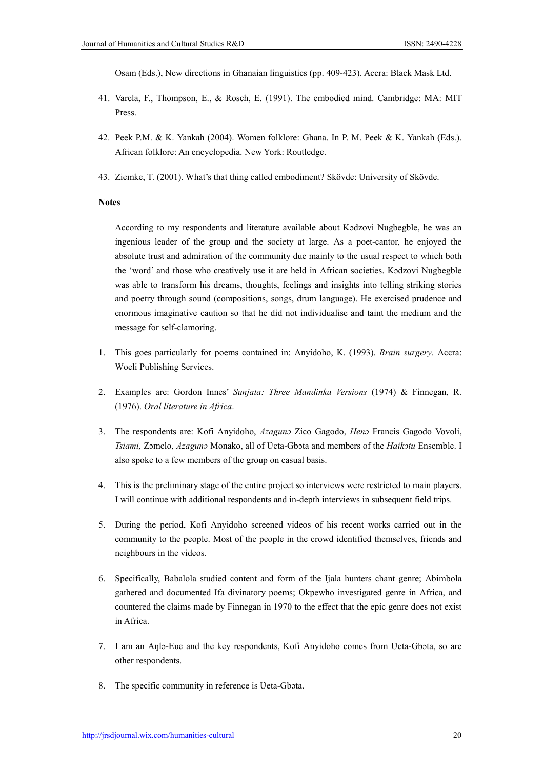Osam (Eds.), New directions in Ghanaian linguistics (pp. 409-423). Accra: Black Mask Ltd.

41. Varela, F., Thompson, E., & Rosch, E. (1991). The embodied mind. Cambridge: MA: MIT Press.

42. Peek P.M. & K. Yankah (2004). Women folklore: Ghana. In P. M. Peek & K. Yankah (Eds.). African folklore: An encyclopedia. New York: Routledge.

43. Ziemke, T. (2001). What's that thing called embodiment? Skövde: University of Skövde.

**Notes**

According to my respondents and literature available about Kɔdzovi Nugbegble, he was an ingenious leader of the group and the society at large. As a poet-cantor, he enjoyed the absolute trust and admiration of the community due mainly to the usual respect to which both the 'word' and those who creatively use it are held in African societies. Kɔdzovi Nugbegble was able to transform his dreams, thoughts, feelings and insights into telling striking stories and poetry through sound (compositions, songs, drum language). He exercised prudence and enormous imaginative caution so that he did not individualise and taint the medium and the message for self-clamoring.

1. This goes particularly for poems contained in: Anyidoho, K. (1993). *Brain surgery*. Accra: Woeli Publishing Services.

2. Examples are: Gordon Innes' *Sunjata: Three Mandinka Versions* (1974) & Finnegan, R. (1976). *Oral literature in Africa*.

3. The respondents are: Kofi Anyidoho, *Azagunɔ* Zico Gagodo, *Henɔ* Francis Gagodo Vovoli, *Tsiami,* Zɔmelo, *Azagunɔ* Monako, all of Ʋeta-Gbɔta and members of the *Haikɔtu* Ensemble. I also spoke to a few members of the group on casual basis.

4. This is the preliminary stage of the entire project so interviews were restricted to main players. I will continue with additional respondents and in-depth interviews in subsequent field trips.

5. During the period, Kofi Anyidoho screened videos of his recent works carried out in the community to the people. Most of the people in the crowd identified themselves, friends and neighbours in the videos.

6. Specifically, Babalola studied content and form of the Ijala hunters chant genre; Abimbola gathered and documented Ifa divinatory poems; Okpewho investigated genre in Africa, and countered the claims made by Finnegan in 1970 to the effect that the epic genre does not exist in Africa.

7. I am an Aŋlɔ-Eʋe and the key respondents, Kofi Anyidoho comes from Ʋeta-Gbɔta, so are other respondents.

8. The specific community in reference is Ʋeta-Gbɔta.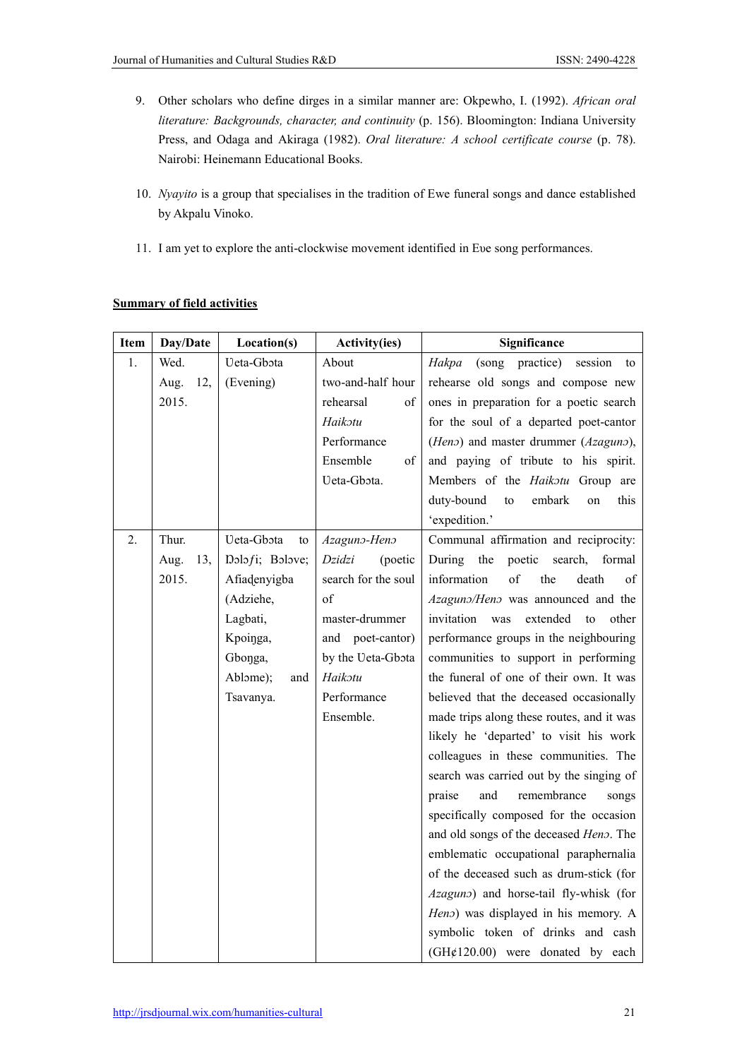9. Other scholars who define dirges in a similar manner are: Okpewho, I. (1992). *African oral literature: Backgrounds, character, and continuity* (p. 156). Bloomington: Indiana University Press, and Odaga and Akiraga (1982). *Oral literature: A school certificate course* (p. 78). Nairobi: Heinemann Educational Books.

10. *Nyayito* is a group that specialises in the tradition of Ewe funeral songs and dance established by Akpalu Vinoko.

11. I am yet to explore the anti-clockwise movement identified in Eʋe song performances.

**<u>Summary of field activities</u>**

| Item | Day/Date | Location(s) | Activity(ies) | Significance |
|---|---|---|---|---|
| 1. | Wed. Aug. 12, 2015. | Ʋeta-Gbɔta (Evening) | About two-and-half hour rehearsal of *Haikɔtu* Performance Ensemble of Ʋeta-Gbɔta. | *Hakpa* (song practice) session to rehearse old songs and compose new ones in preparation for a poetic search for the soul of a departed poet-cantor (*Henɔ*) and master drummer (*Azagunɔ*), and paying of tribute to his spirit. Members of the *Haikɔtu* Group are duty-bound to embark on this 'expedition.' |
| 2. | Thur. Aug. 13, 2015. | Ʋeta-Gbɔta to Ɖɔlɔ*f*i; Bɔlɔve; Afiaɖenyigba (Adziehe, Lagbati, Kpoiŋga, Gboŋga, Ablɔme); and Tsavanya. | *Azagunɔ-Henɔ Dzidzi* (poetic search for the soul of master-drummer and poet-cantor) by the Ʋeta-Gbɔta *Haikɔtu* Performance Ensemble. | Communal affirmation and reciprocity: During the poetic search, formal information of the death of *Azagunɔ/Henɔ* was announced and the invitation was extended to other performance groups in the neighbouring communities to support in performing the funeral of one of their own. It was believed that the deceased occasionally made trips along these routes, and it was likely he 'departed' to visit his work colleagues in these communities. The search was carried out by the singing of praise and remembrance songs specifically composed for the occasion and old songs of the deceased *Henɔ*. The emblematic occupational paraphernalia of the deceased such as drum-stick (for *Azagunɔ*) and horse-tail fly-whisk (for *Henɔ*) was displayed in his memory. A symbolic token of drinks and cash (GH¢120.00) were donated by each |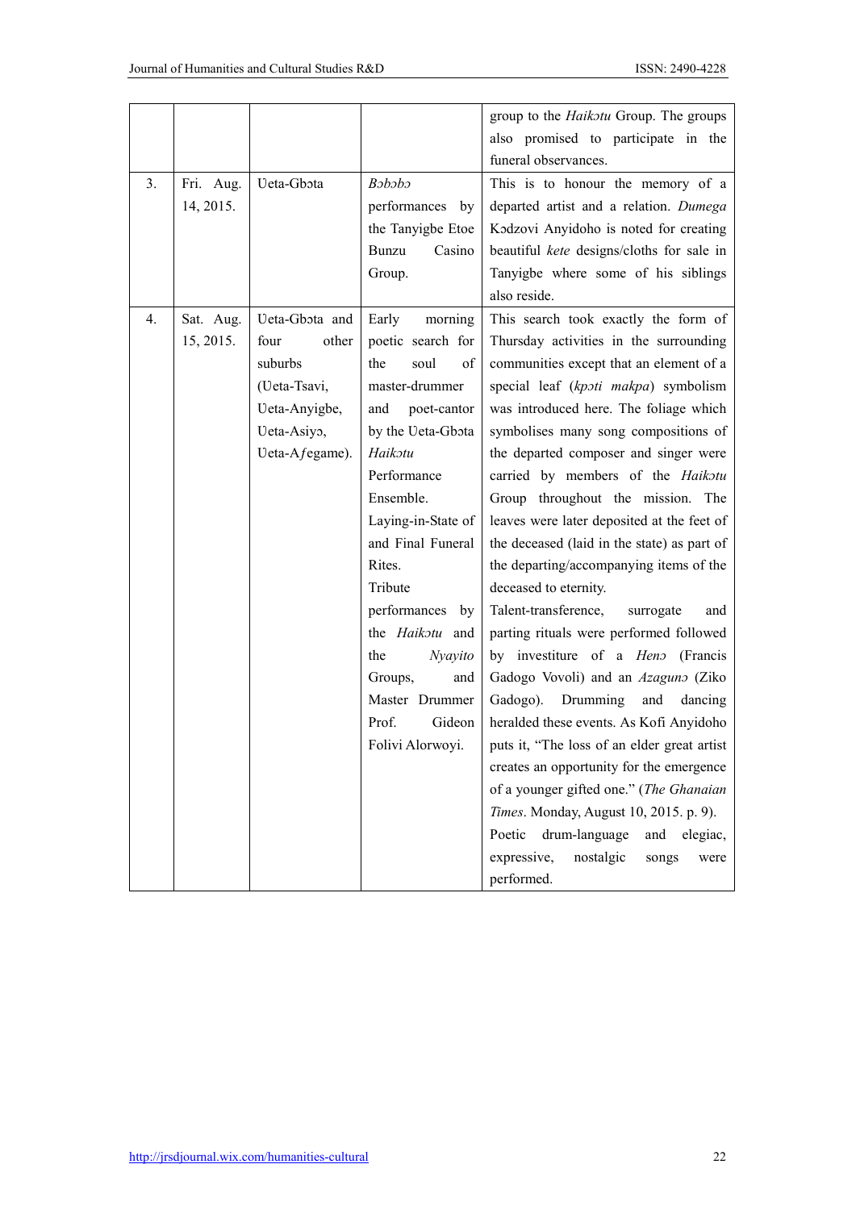| | | | | |
|---|---|---|---|---|
| | | | | group to the *Haikɔtu* Group. The groups also promised to participate in the funeral observances. |
| 3. | Fri. Aug. 14, 2015. | Ʋeta-Gbɔta | *Bɔbɔbɔ* performances by the Tanyigbe Etoe Bunzu Casino Group. | This is to honour the memory of a departed artist and a relation. *Dumega* Kɔdzovi Anyidoho is noted for creating beautiful *kete* designs/cloths for sale in Tanyigbe where some of his siblings also reside. |
| 4. | Sat. Aug. 15, 2015. | Ʋeta-Gbɔta and four other suburbs (Ʋeta-Tsavi, Ʋeta-Anyigbe, Ʋeta-Asiyɔ, Ʋeta-Aƒegame). | Early morning poetic search for the soul of master-drummer and poet-cantor by the Ʋeta-Gbɔta *Haikɔtu* Performance Ensemble. Laying-in-State of and Final Funeral Rites. Tribute performances by the *Haikɔtu* and the *Nyayito* Groups, and Master Drummer Prof. Gideon Folivi Alorwoyi. | This search took exactly the form of Thursday activities in the surrounding communities except that an element of a special leaf (*kpɔti makpa*) symbolism was introduced here. The foliage which symbolises many song compositions of the departed composer and singer were carried by members of the *Haikɔtu* Group throughout the mission. The leaves were later deposited at the feet of the deceased (laid in the state) as part of the departing/accompanying items of the deceased to eternity. Talent-transference, surrogate and parting rituals were performed followed by investiture of a *Henɔ* (Francis Gadogo Vovoli) and an *Azagunɔ* (Ziko Gadogo). Drumming and dancing heralded these events. As Kofi Anyidoho puts it, "The loss of an elder great artist creates an opportunity for the emergence of a younger gifted one." (*The Ghanaian Times*. Monday, August 10, 2015. p. 9). Poetic drum-language and elegiac, expressive, nostalgic songs were performed. |